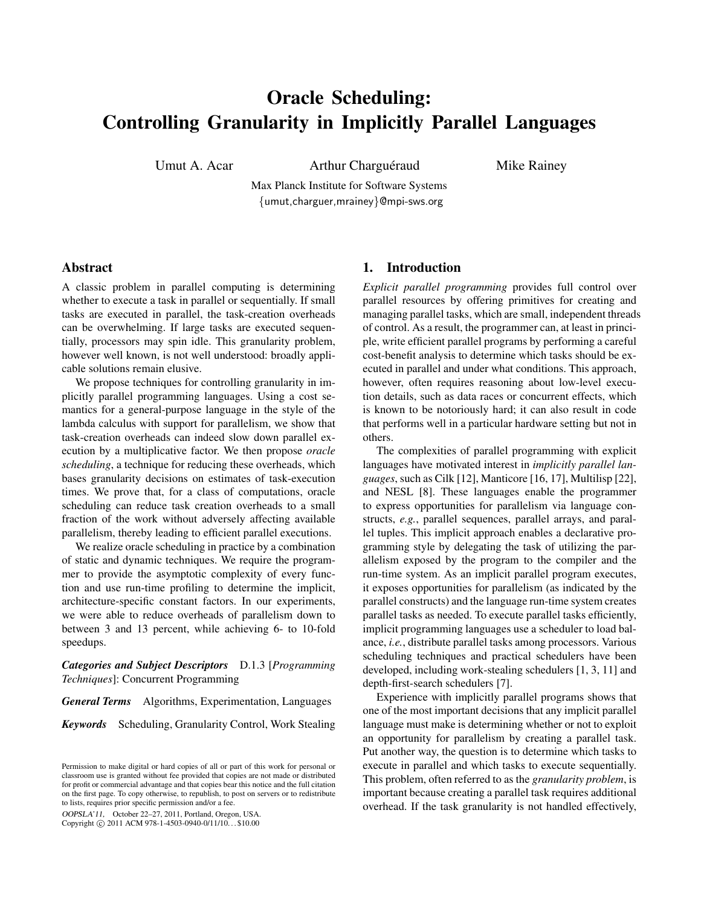# Oracle Scheduling: Controlling Granularity in Implicitly Parallel Languages

Umut A. Acar    Arthur Charguéraud    Mike Rainey

Max Planck Institute for Software Systems
{umut,charguer,mrainey}@mpi-sws.org

## Abstract

A classic problem in parallel computing is determining whether to execute a task in parallel or sequentially. If small tasks are executed in parallel, the task-creation overheads can be overwhelming. If large tasks are executed sequentially, processors may spin idle. This granularity problem, however well known, is not well understood: broadly applicable solutions remain elusive.

We propose techniques for controlling granularity in implicitly parallel programming languages. Using a cost semantics for a general-purpose language in the style of the lambda calculus with support for parallelism, we show that task-creation overheads can indeed slow down parallel execution by a multiplicative factor. We then propose *oracle scheduling*, a technique for reducing these overheads, which bases granularity decisions on estimates of task-execution times. We prove that, for a class of computations, oracle scheduling can reduce task creation overheads to a small fraction of the work without adversely affecting available parallelism, thereby leading to efficient parallel executions.

We realize oracle scheduling in practice by a combination of static and dynamic techniques. We require the programmer to provide the asymptotic complexity of every function and use run-time profiling to determine the implicit, architecture-specific constant factors. In our experiments, we were able to reduce overheads of parallelism down to between 3 and 13 percent, while achieving 6- to 10-fold speedups.

***Categories and Subject Descriptors*** D.1.3 [*Programming Techniques*]: Concurrent Programming

***General Terms*** Algorithms, Experimentation, Languages

***Keywords*** Scheduling, Granularity Control, Work Stealing

Permission to make digital or hard copies of all or part of this work for personal or classroom use is granted without fee provided that copies are not made or distributed for profit or commercial advantage and that copies bear this notice and the full citation on the first page. To copy otherwise, to republish, to post on servers or to redistribute to lists, requires prior specific permission and/or a fee.

*OOPSLA'11,* October 22–27, 2011, Portland, Oregon, USA.
Copyright © 2011 ACM 978-1-4503-0940-0/11/10. . . $10.00

## 1. Introduction

*Explicit parallel programming* provides full control over parallel resources by offering primitives for creating and managing parallel tasks, which are small, independent threads of control. As a result, the programmer can, at least in principle, write efficient parallel programs by performing a careful cost-benefit analysis to determine which tasks should be executed in parallel and under what conditions. This approach, however, often requires reasoning about low-level execution details, such as data races or concurrent effects, which is known to be notoriously hard; it can also result in code that performs well in a particular hardware setting but not in others.

The complexities of parallel programming with explicit languages have motivated interest in *implicitly parallel languages*, such as Cilk [12], Manticore [16, 17], Multilisp [22], and NESL [8]. These languages enable the programmer to express opportunities for parallelism via language constructs, *e.g.*, parallel sequences, parallel arrays, and parallel tuples. This implicit approach enables a declarative programming style by delegating the task of utilizing the parallelism exposed by the program to the compiler and the run-time system. As an implicit parallel program executes, it exposes opportunities for parallelism (as indicated by the parallel constructs) and the language run-time system creates parallel tasks as needed. To execute parallel tasks efficiently, implicit programming languages use a scheduler to load balance, *i.e.*, distribute parallel tasks among processors. Various scheduling techniques and practical schedulers have been developed, including work-stealing schedulers [1, 3, 11] and depth-first-search schedulers [7].

Experience with implicitly parallel programs shows that one of the most important decisions that any implicit parallel language must make is determining whether or not to exploit an opportunity for parallelism by creating a parallel task. Put another way, the question is to determine which tasks to execute in parallel and which tasks to execute sequentially. This problem, often referred to as the *granularity problem*, is important because creating a parallel task requires additional overhead. If the task granularity is not handled effectively,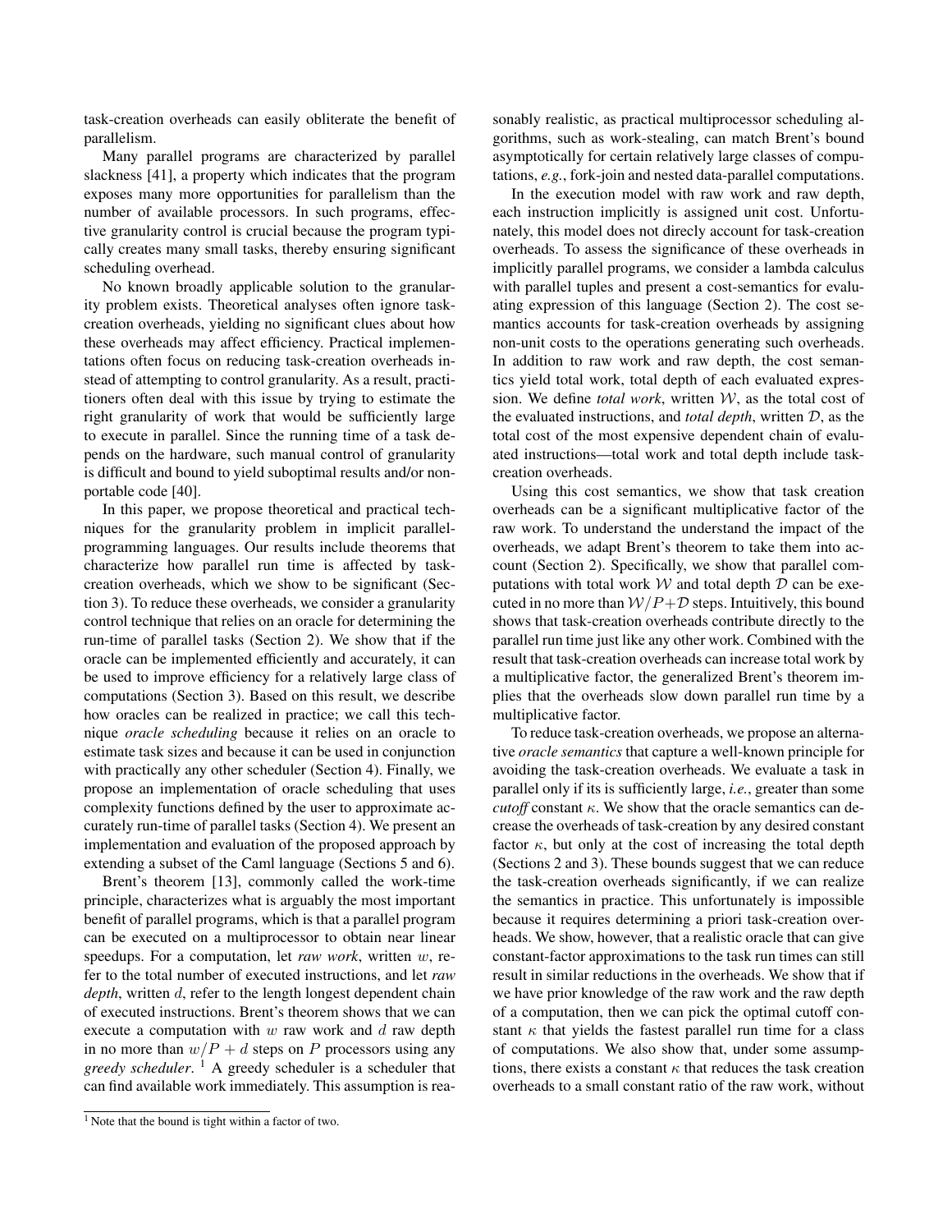task-creation overheads can easily obliterate the benefit of parallelism.

Many parallel programs are characterized by parallel slackness [41], a property which indicates that the program exposes many more opportunities for parallelism than the number of available processors. In such programs, effective granularity control is crucial because the program typically creates many small tasks, thereby ensuring significant scheduling overhead.

No known broadly applicable solution to the granularity problem exists. Theoretical analyses often ignore task-creation overheads, yielding no significant clues about how these overheads may affect efficiency. Practical implementations often focus on reducing task-creation overheads instead of attempting to control granularity. As a result, practitioners often deal with this issue by trying to estimate the right granularity of work that would be sufficiently large to execute in parallel. Since the running time of a task depends on the hardware, such manual control of granularity is difficult and bound to yield suboptimal results and/or non-portable code [40].

In this paper, we propose theoretical and practical techniques for the granularity problem in implicit parallel-programming languages. Our results include theorems that characterize how parallel run time is affected by task-creation overheads, which we show to be significant (Section 3). To reduce these overheads, we consider a granularity control technique that relies on an oracle for determining the run-time of parallel tasks (Section 2). We show that if the oracle can be implemented efficiently and accurately, it can be used to improve efficiency for a relatively large class of computations (Section 3). Based on this result, we describe how oracles can be realized in practice; we call this technique *oracle scheduling* because it relies on an oracle to estimate task sizes and because it can be used in conjunction with practically any other scheduler (Section 4). Finally, we propose an implementation of oracle scheduling that uses complexity functions defined by the user to approximate accurately run-time of parallel tasks (Section 4). We present an implementation and evaluation of the proposed approach by extending a subset of the Caml language (Sections 5 and 6).

Brent's theorem [13], commonly called the work-time principle, characterizes what is arguably the most important benefit of parallel programs, which is that a parallel program can be executed on a multiprocessor to obtain near linear speedups. For a computation, let *raw work*, written $w$, refer to the total number of executed instructions, and let *raw depth*, written $d$, refer to the length longest dependent chain of executed instructions. Brent's theorem shows that we can execute a computation with $w$ raw work and $d$ raw depth in no more than $w/P + d$ steps on $P$ processors using any *greedy scheduler*. [1] A greedy scheduler is a scheduler that can find available work immediately. This assumption is reasonably realistic, as practical multiprocessor scheduling algorithms, such as work-stealing, can match Brent's bound asymptotically for certain relatively large classes of computations, *e.g.*, fork-join and nested data-parallel computations.

In the execution model with raw work and raw depth, each instruction implicitly is assigned unit cost. Unfortunately, this model does not direcly account for task-creation overheads. To assess the significance of these overheads in implicitly parallel programs, we consider a lambda calculus with parallel tuples and present a cost-semantics for evaluating expression of this language (Section 2). The cost semantics accounts for task-creation overheads by assigning non-unit costs to the operations generating such overheads. In addition to raw work and raw depth, the cost semantics yield total work, total depth of each evaluated expression. We define *total work*, written $\mathcal{W}$, as the total cost of the evaluated instructions, and *total depth*, written $\mathcal{D}$, as the total cost of the most expensive dependent chain of evaluated instructions—total work and total depth include task-creation overheads.

Using this cost semantics, we show that task creation overheads can be a significant multiplicative factor of the raw work. To understand the understand the impact of the overheads, we adapt Brent's theorem to take them into account (Section 2). Specifically, we show that parallel computations with total work $\mathcal{W}$ and total depth $\mathcal{D}$ can be executed in no more than $\mathcal{W}/P+\mathcal{D}$ steps. Intuitively, this bound shows that task-creation overheads contribute directly to the parallel run time just like any other work. Combined with the result that task-creation overheads can increase total work by a multiplicative factor, the generalized Brent's theorem implies that the overheads slow down parallel run time by a multiplicative factor.

To reduce task-creation overheads, we propose an alternative *oracle semantics* that capture a well-known principle for avoiding the task-creation overheads. We evaluate a task in parallel only if its is sufficiently large, *i.e.*, greater than some *cutoff* constant $\kappa$. We show that the oracle semantics can decrease the overheads of task-creation by any desired constant factor $\kappa$, but only at the cost of increasing the total depth (Sections 2 and 3). These bounds suggest that we can reduce the task-creation overheads significantly, if we can realize the semantics in practice. This unfortunately is impossible because it requires determining a priori task-creation overheads. We show, however, that a realistic oracle that can give constant-factor approximations to the task run times can still result in similar reductions in the overheads. We show that if we have prior knowledge of the raw work and the raw depth of a computation, then we can pick the optimal cutoff constant $\kappa$ that yields the fastest parallel run time for a class of computations. We also show that, under some assumptions, there exists a constant $\kappa$ that reduces the task creation overheads to a small constant ratio of the raw work, without

[1] Note that the bound is tight within a factor of two.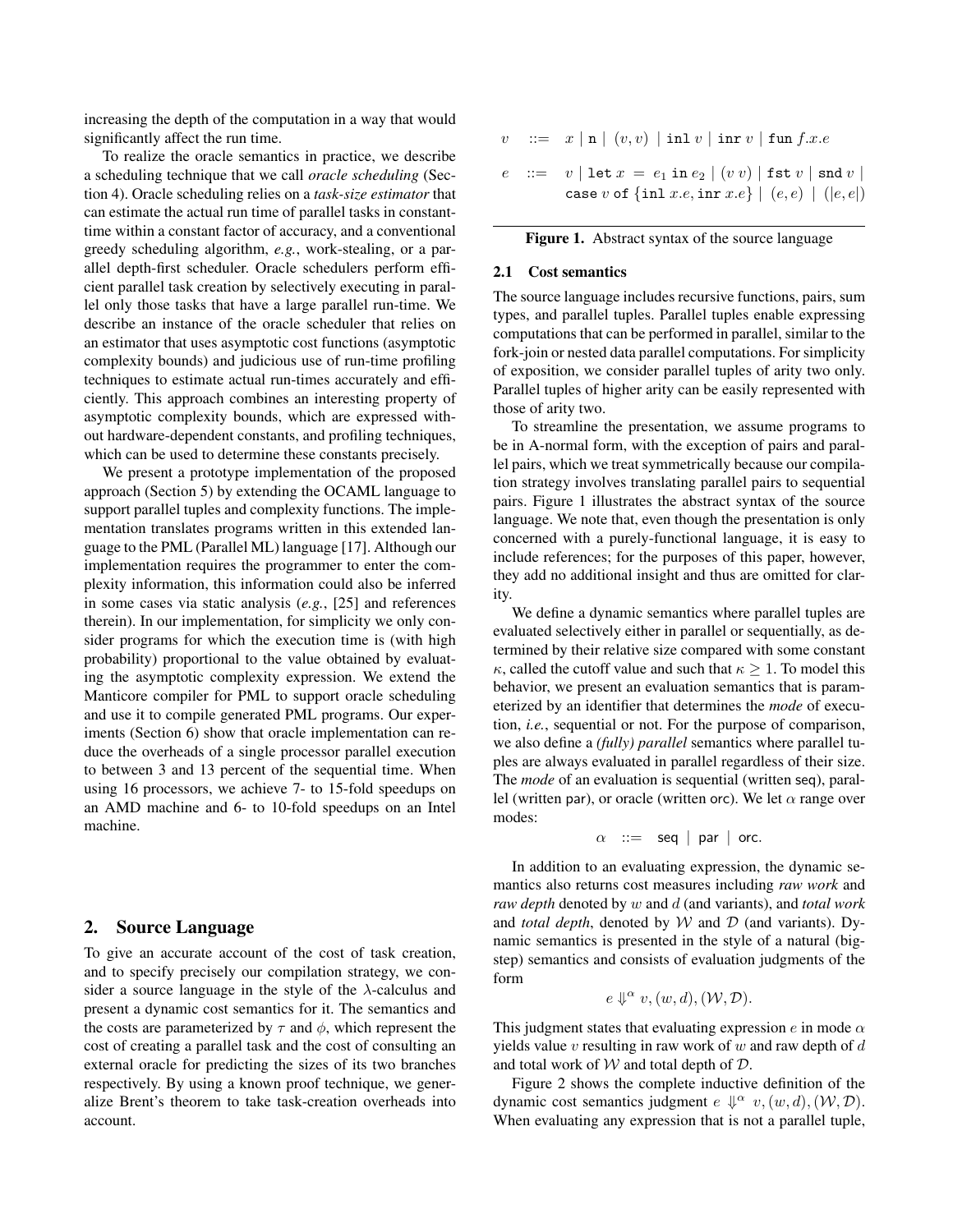increasing the depth of the computation in a way that would significantly affect the run time.

To realize the oracle semantics in practice, we describe a scheduling technique that we call *oracle scheduling* (Section 4). Oracle scheduling relies on a *task-size estimator* that can estimate the actual run time of parallel tasks in constant-time within a constant factor of accuracy, and a conventional greedy scheduling algorithm, *e.g.*, work-stealing, or a parallel depth-first scheduler. Oracle schedulers perform efficient parallel task creation by selectively executing in parallel only those tasks that have a large parallel run-time. We describe an instance of the oracle scheduler that relies on an estimator that uses asymptotic cost functions (asymptotic complexity bounds) and judicious use of run-time profiling techniques to estimate actual run-times accurately and efficiently. This approach combines an interesting property of asymptotic complexity bounds, which are expressed without hardware-dependent constants, and profiling techniques, which can be used to determine these constants precisely.

We present a prototype implementation of the proposed approach (Section 5) by extending the OCAML language to support parallel tuples and complexity functions. The implementation translates programs written in this extended language to the PML (Parallel ML) language [17]. Although our implementation requires the programmer to enter the complexity information, this information could also be inferred in some cases via static analysis (*e.g.*, [25] and references therein). In our implementation, for simplicity we only consider programs for which the execution time is (with high probability) proportional to the value obtained by evaluating the asymptotic complexity expression. We extend the Manticore compiler for PML to support oracle scheduling and use it to compile generated PML programs. Our experiments (Section 6) show that oracle implementation can reduce the overheads of a single processor parallel execution to between 3 and 13 percent of the sequential time. When using 16 processors, we achieve 7- to 15-fold speedups on an AMD machine and 6- to 10-fold speedups on an Intel machine.

## 2. Source Language

To give an accurate account of the cost of task creation, and to specify precisely our compilation strategy, we consider a source language in the style of the $\lambda$-calculus and present a dynamic cost semantics for it. The semantics and the costs are parameterized by $\tau$ and $\phi$, which represent the cost of creating a parallel task and the cost of consulting an external oracle for predicting the sizes of its two branches respectively. By using a known proof technique, we generalize Brent's theorem to take task-creation overheads into account.

$$
\begin{array}{rcl}
v & ::= & x \mid \mathtt{n} \mid (v, v) \mid \mathtt{inl}\ v \mid \mathtt{inr}\ v \mid \mathtt{fun}\ f.x.e \\
e & ::= & v \mid \mathtt{let}\ x = e_1\ \mathtt{in}\ e_2 \mid (v\ v) \mid \mathtt{fst}\ v \mid \mathtt{snd}\ v \mid \\
 & & \mathtt{case}\ v\ \mathtt{of}\ \{\mathtt{inl}\ x.e, \mathtt{inr}\ x.e\} \mid (e, e) \mid (|e, e|)
\end{array}
$$

**Figure 1.** Abstract syntax of the source language

### 2.1 Cost semantics

The source language includes recursive functions, pairs, sum types, and parallel tuples. Parallel tuples enable expressing computations that can be performed in parallel, similar to the fork-join or nested data parallel computations. For simplicity of exposition, we consider parallel tuples of arity two only. Parallel tuples of higher arity can be easily represented with those of arity two.

To streamline the presentation, we assume programs to be in A-normal form, with the exception of pairs and parallel pairs, which we treat symmetrically because our compilation strategy involves translating parallel pairs to sequential pairs. Figure 1 illustrates the abstract syntax of the source language. We note that, even though the presentation is only concerned with a purely-functional language, it is easy to include references; for the purposes of this paper, however, they add no additional insight and thus are omitted for clarity.

We define a dynamic semantics where parallel tuples are evaluated selectively either in parallel or sequentially, as determined by their relative size compared with some constant $\kappa$, called the cutoff value and such that $\kappa \geq 1$. To model this behavior, we present an evaluation semantics that is parameterized by an identifier that determines the *mode* of execution, *i.e.*, sequential or not. For the purpose of comparison, we also define a *(fully) parallel* semantics where parallel tuples are always evaluated in parallel regardless of their size. The *mode* of an evaluation is sequential (written seq), parallel (written par), or oracle (written orc). We let $\alpha$ range over modes:

$$\alpha \quad ::= \quad \mathsf{seq} \mid \mathsf{par} \mid \mathsf{orc}.$$

In addition to an evaluating expression, the dynamic semantics also returns cost measures including *raw work* and *raw depth* denoted by $w$ and $d$ (and variants), and *total work* and *total depth*, denoted by $\mathcal{W}$ and $\mathcal{D}$ (and variants). Dynamic semantics is presented in the style of a natural (big-step) semantics and consists of evaluation judgments of the form

$$e \Downarrow^{\alpha} v, (w, d), (\mathcal{W}, \mathcal{D}).$$

This judgment states that evaluating expression $e$ in mode $\alpha$ yields value $v$ resulting in raw work of $w$ and raw depth of $d$ and total work of $\mathcal{W}$ and total depth of $\mathcal{D}$.

Figure 2 shows the complete inductive definition of the dynamic cost semantics judgment $e \Downarrow^{\alpha} v, (w, d), (\mathcal{W}, \mathcal{D})$. When evaluating any expression that is not a parallel tuple,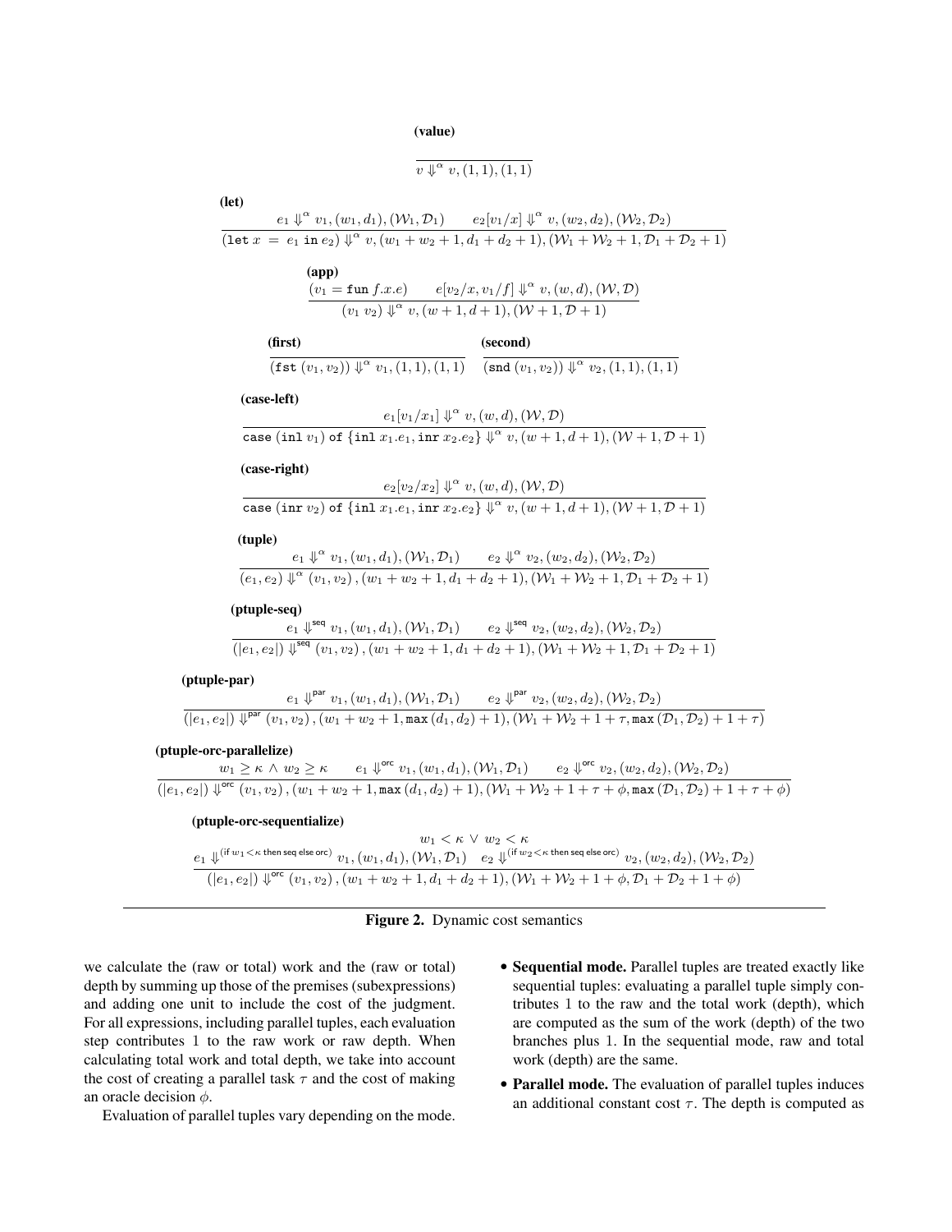**(value)**

$$\overline{v \Downarrow^{\alpha} v, (1,1), (1,1)}$$

**(let)**

$$\frac{e_1 \Downarrow^{\alpha} v_1, (w_1, d_1), (\mathcal{W}_1, \mathcal{D}_1) \qquad e_2[v_1/x] \Downarrow^{\alpha} v, (w_2, d_2), (\mathcal{W}_2, \mathcal{D}_2)}{(\texttt{let}\ x\ =\ e_1\ \texttt{in}\ e_2) \Downarrow^{\alpha} v, (w_1 + w_2 + 1, d_1 + d_2 + 1), (\mathcal{W}_1 + \mathcal{W}_2 + 1, \mathcal{D}_1 + \mathcal{D}_2 + 1)}$$

**(app)**

$$\frac{(v_1 = \texttt{fun}\ f.x.e) \qquad e[v_2/x, v_1/f] \Downarrow^{\alpha} v, (w, d), (\mathcal{W}, \mathcal{D})}{(v_1\ v_2) \Downarrow^{\alpha} v, (w+1, d+1), (\mathcal{W}+1, \mathcal{D}+1)}$$

**(first)**

$$\overline{(\texttt{fst}\ (v_1, v_2)) \Downarrow^{\alpha} v_1, (1,1), (1,1)}$$

**(second)**

$$\overline{(\texttt{snd}\ (v_1, v_2)) \Downarrow^{\alpha} v_2, (1,1), (1,1)}$$

**(case-left)**

$$\frac{e_1[v_1/x_1] \Downarrow^{\alpha} v, (w, d), (\mathcal{W}, \mathcal{D})}{\texttt{case}\ (\texttt{inl}\ v_1)\ \texttt{of}\ \{\texttt{inl}\ x_1.e_1, \texttt{inr}\ x_2.e_2\} \Downarrow^{\alpha} v, (w+1, d+1), (\mathcal{W}+1, \mathcal{D}+1)}$$

**(case-right)**

$$\frac{e_2[v_2/x_2] \Downarrow^{\alpha} v, (w, d), (\mathcal{W}, \mathcal{D})}{\texttt{case}\ (\texttt{inr}\ v_2)\ \texttt{of}\ \{\texttt{inl}\ x_1.e_1, \texttt{inr}\ x_2.e_2\} \Downarrow^{\alpha} v, (w+1, d+1), (\mathcal{W}+1, \mathcal{D}+1)}$$

**(tuple)**

$$\frac{e_1 \Downarrow^{\alpha} v_1, (w_1, d_1), (\mathcal{W}_1, \mathcal{D}_1) \qquad e_2 \Downarrow^{\alpha} v_2, (w_2, d_2), (\mathcal{W}_2, \mathcal{D}_2)}{(e_1, e_2) \Downarrow^{\alpha} (v_1, v_2), (w_1 + w_2 + 1, d_1 + d_2 + 1), (\mathcal{W}_1 + \mathcal{W}_2 + 1, \mathcal{D}_1 + \mathcal{D}_2 + 1)}$$

**(ptuple-seq)**

$$\frac{e_1 \Downarrow^{\mathsf{seq}} v_1, (w_1, d_1), (\mathcal{W}_1, \mathcal{D}_1) \qquad e_2 \Downarrow^{\mathsf{seq}} v_2, (w_2, d_2), (\mathcal{W}_2, \mathcal{D}_2)}{(|e_1, e_2|) \Downarrow^{\mathsf{seq}} (v_1, v_2), (w_1 + w_2 + 1, d_1 + d_2 + 1), (\mathcal{W}_1 + \mathcal{W}_2 + 1, \mathcal{D}_1 + \mathcal{D}_2 + 1)}$$

**(ptuple-par)**

$$\frac{e_1 \Downarrow^{\mathsf{par}} v_1, (w_1, d_1), (\mathcal{W}_1, \mathcal{D}_1) \qquad e_2 \Downarrow^{\mathsf{par}} v_2, (w_2, d_2), (\mathcal{W}_2, \mathcal{D}_2)}{(|e_1, e_2|) \Downarrow^{\mathsf{par}} (v_1, v_2), (w_1 + w_2 + 1, \mathtt{max}\,(d_1, d_2) + 1), (\mathcal{W}_1 + \mathcal{W}_2 + 1 + \tau, \mathtt{max}\,(\mathcal{D}_1, \mathcal{D}_2) + 1 + \tau)}$$

**(ptuple-orc-parallelize)**

$$\frac{w_1 \geq \kappa \wedge w_2 \geq \kappa \qquad e_1 \Downarrow^{\mathsf{orc}} v_1, (w_1, d_1), (\mathcal{W}_1, \mathcal{D}_1) \qquad e_2 \Downarrow^{\mathsf{orc}} v_2, (w_2, d_2), (\mathcal{W}_2, \mathcal{D}_2)}{(|e_1, e_2|) \Downarrow^{\mathsf{orc}} (v_1, v_2), (w_1 + w_2 + 1, \mathtt{max}\,(d_1, d_2) + 1), (\mathcal{W}_1 + \mathcal{W}_2 + 1 + \tau + \phi, \mathtt{max}\,(\mathcal{D}_1, \mathcal{D}_2) + 1 + \tau + \phi)}$$

**(ptuple-orc-sequentialize)**

$$\frac{w_1 < \kappa \vee w_2 < \kappa \qquad e_1 \Downarrow^{(\mathsf{if}\ w_1 < \kappa\ \mathsf{then\ seq\ else\ orc})} v_1, (w_1, d_1), (\mathcal{W}_1, \mathcal{D}_1) \quad e_2 \Downarrow^{(\mathsf{if}\ w_2 < \kappa\ \mathsf{then\ seq\ else\ orc})} v_2, (w_2, d_2), (\mathcal{W}_2, \mathcal{D}_2)}{(|e_1, e_2|) \Downarrow^{\mathsf{orc}} (v_1, v_2), (w_1 + w_2 + 1, d_1 + d_2 + 1), (\mathcal{W}_1 + \mathcal{W}_2 + 1 + \phi, \mathcal{D}_1 + \mathcal{D}_2 + 1 + \phi)}$$

**Figure 2.** Dynamic cost semantics

we calculate the (raw or total) work and the (raw or total) depth by summing up those of the premises (subexpressions) and adding one unit to include the cost of the judgment. For all expressions, including parallel tuples, each evaluation step contributes 1 to the raw work or raw depth. When calculating total work and total depth, we take into account the cost of creating a parallel task $\tau$ and the cost of making an oracle decision $\phi$.

Evaluation of parallel tuples vary depending on the mode.

- **Sequential mode.** Parallel tuples are treated exactly like sequential tuples: evaluating a parallel tuple simply contributes 1 to the raw and the total work (depth), which are computed as the sum of the work (depth) of the two branches plus 1. In the sequential mode, raw and total work (depth) are the same.
- **Parallel mode.** The evaluation of parallel tuples induces an additional constant cost $\tau$. The depth is computed as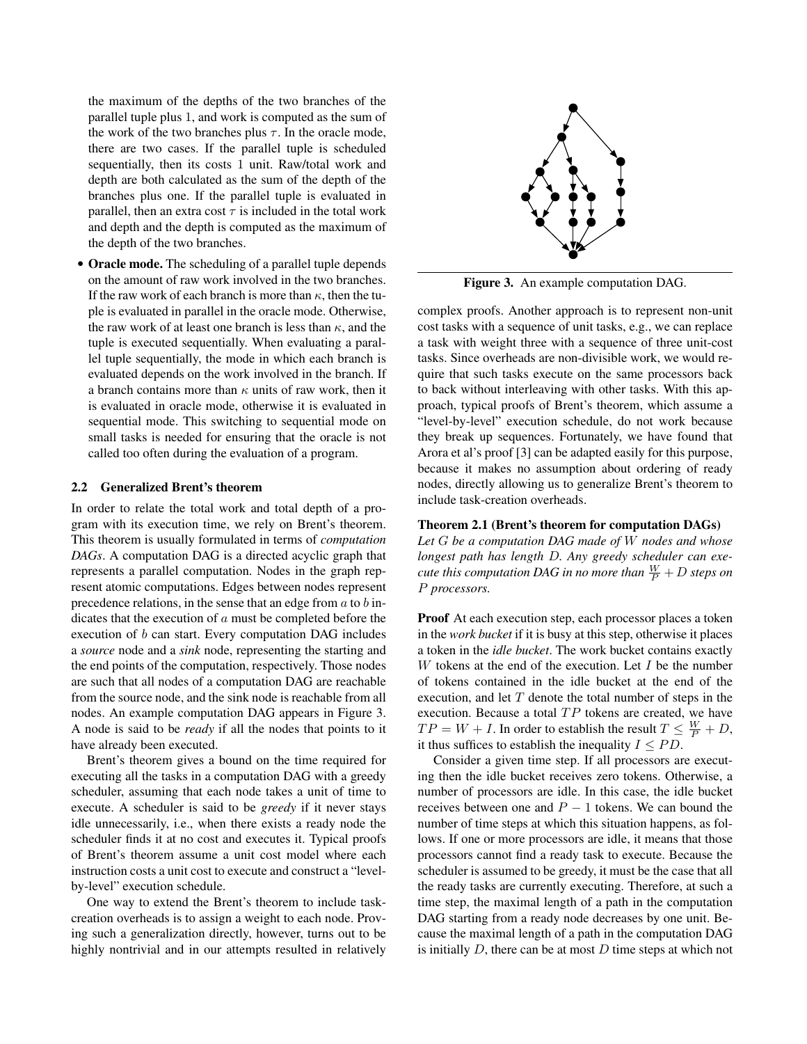the maximum of the depths of the two branches of the parallel tuple plus 1, and work is computed as the sum of the work of the two branches plus $\tau$. In the oracle mode, there are two cases. If the parallel tuple is scheduled sequentially, then its costs 1 unit. Raw/total work and depth are both calculated as the sum of the depth of the branches plus one. If the parallel tuple is evaluated in parallel, then an extra cost $\tau$ is included in the total work and depth and the depth is computed as the maximum of the depth of the two branches.

- **Oracle mode.** The scheduling of a parallel tuple depends on the amount of raw work involved in the two branches. If the raw work of each branch is more than $\kappa$, then the tuple is evaluated in parallel in the oracle mode. Otherwise, the raw work of at least one branch is less than $\kappa$, and the tuple is executed sequentially. When evaluating a parallel tuple sequentially, the mode in which each branch is evaluated depends on the work involved in the branch. If a branch contains more than $\kappa$ units of raw work, then it is evaluated in oracle mode, otherwise it is evaluated in sequential mode. This switching to sequential mode on small tasks is needed for ensuring that the oracle is not called too often during the evaluation of a program.

### 2.2 Generalized Brent's theorem

In order to relate the total work and total depth of a program with its execution time, we rely on Brent's theorem. This theorem is usually formulated in terms of *computation DAGs*. A computation DAG is a directed acyclic graph that represents a parallel computation. Nodes in the graph represent atomic computations. Edges between nodes represent precedence relations, in the sense that an edge from $a$ to $b$ indicates that the execution of $a$ must be completed before the execution of $b$ can start. Every computation DAG includes a *source* node and a *sink* node, representing the starting and the end points of the computation, respectively. Those nodes are such that all nodes of a computation DAG are reachable from the source node, and the sink node is reachable from all nodes. An example computation DAG appears in Figure 3. A node is said to be *ready* if all the nodes that points to it have already been executed.

Brent's theorem gives a bound on the time required for executing all the tasks in a computation DAG with a greedy scheduler, assuming that each node takes a unit of time to execute. A scheduler is said to be *greedy* if it never stays idle unnecessarily, i.e., when there exists a ready node the scheduler finds it at no cost and executes it. Typical proofs of Brent's theorem assume a unit cost model where each instruction costs a unit cost to execute and construct a "level-by-level" execution schedule.

One way to extend the Brent's theorem to include task-creation overheads is to assign a weight to each node. Proving such a generalization directly, however, turns out to be highly nontrivial and in our attempts resulted in relatively

**Figure 3.** An example computation DAG.

complex proofs. Another approach is to represent non-unit cost tasks with a sequence of unit tasks, e.g., we can replace a task with weight three with a sequence of three unit-cost tasks. Since overheads are non-divisible work, we would require that such tasks execute on the same processors back to back without interleaving with other tasks. With this approach, typical proofs of Brent's theorem, which assume a "level-by-level" execution schedule, do not work because they thus break up sequences. Fortunately, we have found that Arora et al's proof [3] can be adapted easily for this purpose, because it makes no assumption about ordering of ready nodes, directly allowing us to generalize Brent's theorem to include task-creation overheads.

**Theorem 2.1 (Brent's theorem for computation DAGs)** *Let $G$ be a computation DAG made of $W$ nodes and whose longest path has length $D$. Any greedy scheduler can execute this computation DAG in no more than $\frac{W}{P} + D$ steps on $P$ processors.*

**Proof** At each execution step, each processor places a token in the *work bucket* if it is busy at this step, otherwise it places a token in the *idle bucket*. The work bucket contains exactly $W$ tokens at the end of the execution. Let $I$ be the number of tokens contained in the idle bucket at the end of the execution, and let $T$ denote the total number of steps in the execution. Because a total $TP$ tokens are created, we have $TP = W + I$. In order to establish the result $T \leq \frac{W}{P} + D$, it thus suffices to establish the inequality $I \leq PD$.

Consider a given time step. If all processors are executing then the idle bucket receives zero tokens. Otherwise, a number of processors are idle. In this case, the idle bucket receives between one and $P - 1$ tokens. We can bound the number of time steps at which this situation happens, as follows. If one or more processors are idle, it means that those processors cannot find a ready task to execute. Because the scheduler is assumed to be greedy, it must be the case that all the ready tasks are currently executing. Therefore, at such a time step, the maximal length of a path in the computation DAG starting from a ready node decreases by one unit. Because the maximal length of a path in the computation DAG is initially $D$, there can be at most $D$ time steps at which not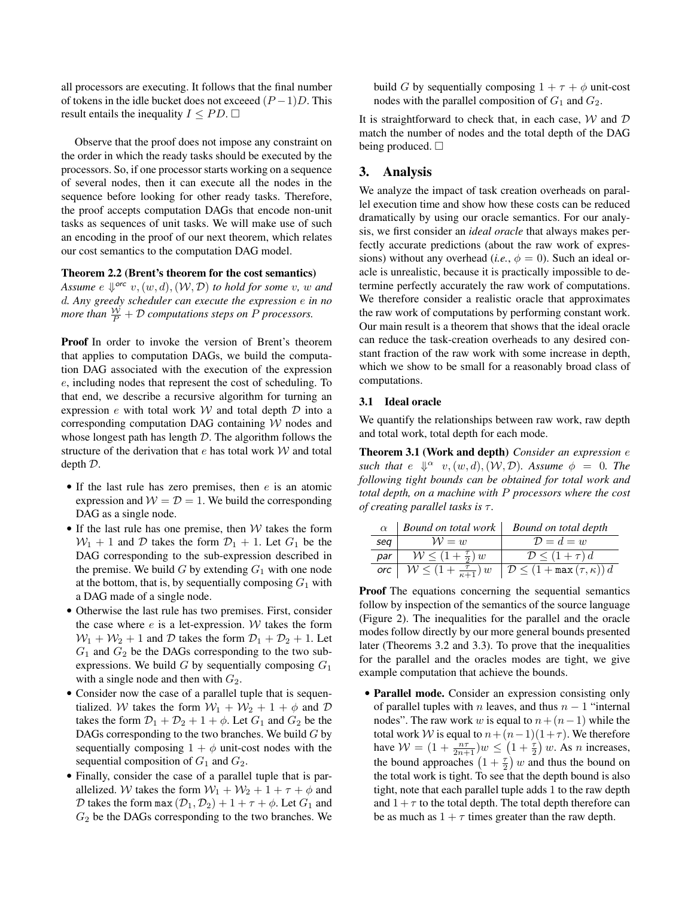all processors are executing. It follows that the final number of tokens in the idle bucket does not exceeed $(P-1)D$. This result entails the inequality $I \leq PD$. □

Observe that the proof does not impose any constraint on the order in which the ready tasks should be executed by the processors. So, if one processor starts working on a sequence of several nodes, then it can execute all the nodes in the sequence before looking for other ready tasks. Therefore, the proof accepts computation DAGs that encode non-unit tasks as sequences of unit tasks. We will make use of such an encoding in the proof of our next theorem, which relates our cost semantics to the computation DAG model.

**Theorem 2.2 (Brent's theorem for the cost semantics)** *Assume $e \Downarrow^{orc} v, (w, d), (\mathcal{W}, \mathcal{D})$ to hold for some $v$, $w$ and $d$. Any greedy scheduler can execute the expression $e$ in no more than $\frac{\mathcal{W}}{P} + \mathcal{D}$ computations steps on $P$ processors.*

**Proof** In order to invoke the version of Brent's theorem that applies to computation DAGs, we build the computation DAG associated with the execution of the expression $e$, including nodes that represent the cost of scheduling. To that end, we describe a recursive algorithm for turning an expression $e$ with total work $\mathcal{W}$ and total depth $\mathcal{D}$ into a corresponding computation DAG containing $\mathcal{W}$ nodes and whose longest path has length $\mathcal{D}$. The algorithm follows the structure of the derivation that $e$ has total work $\mathcal{W}$ and total depth $\mathcal{D}$.

- If the last rule has zero premises, then $e$ is an atomic expression and $\mathcal{W} = \mathcal{D} = 1$. We build the corresponding DAG as a single node.
- If the last rule has one premise, then $\mathcal{W}$ takes the form $\mathcal{W}_1 + 1$ and $\mathcal{D}$ takes the form $\mathcal{D}_1 + 1$. Let $G_1$ be the DAG corresponding to the sub-expression described in the premise. We build $G$ by extending $G_1$ with one node at the bottom, that is, by sequentially composing $G_1$ with a DAG made of a single node.
- Otherwise the last rule has two premises. First, consider the case where $e$ is a let-expression. $\mathcal{W}$ takes the form $\mathcal{W}_1 + \mathcal{W}_2 + 1$ and $\mathcal{D}$ takes the form $\mathcal{D}_1 + \mathcal{D}_2 + 1$. Let $G_1$ and $G_2$ be the DAGs corresponding to the two sub-expressions. We build $G$ by sequentially composing $G_1$ with a single node and then with $G_2$.
- Consider now the case of a parallel tuple that is sequentialized. $\mathcal{W}$ takes the form $\mathcal{W}_1 + \mathcal{W}_2 + 1 + \phi$ and $\mathcal{D}$ takes the form $\mathcal{D}_1 + \mathcal{D}_2 + 1 + \phi$. Let $G_1$ and $G_2$ be the DAGs corresponding to the two branches. We build $G$ by sequentially composing $1 + \phi$ unit-cost nodes with the sequential composition of $G_1$ and $G_2$.
- Finally, consider the case of a parallel tuple that is parallelized. $\mathcal{W}$ takes the form $\mathcal{W}_1 + \mathcal{W}_2 + 1 + \tau + \phi$ and $\mathcal{D}$ takes the form $\max(\mathcal{D}_1, \mathcal{D}_2) + 1 + \tau + \phi$. Let $G_1$ and $G_2$ be the DAGs corresponding to the two branches. We build $G$ by sequentially composing $1 + \tau + \phi$ unit-cost nodes with the parallel composition of $G_1$ and $G_2$.

It is straightforward to check that, in each case, $\mathcal{W}$ and $\mathcal{D}$ match the number of nodes and the total depth of the DAG being produced. □

## 3. Analysis

We analyze the impact of task creation overheads on parallel execution time and show how these costs can be reduced dramatically by using our oracle semantics. For our analysis, we first consider an *ideal oracle* that always makes perfectly accurate predictions (about the raw work of expressions) without any overhead (*i.e.*, $\phi = 0$). Such an ideal oracle is unrealistic, because it is practically impossible to determine perfectly accurately the raw work of computations. We therefore consider a realistic oracle that approximates the raw work of computations by performing constant work. Our main result is a theorem that shows that the ideal oracle can reduce the task-creation overheads to any desired constant fraction of the raw work with some increase in depth, which we show to be small for a reasonably broad class of computations.

### 3.1 Ideal oracle

We quantify the relationships between raw work, raw depth and total work, total depth for each mode.

**Theorem 3.1 (Work and depth)** *Consider an expression $e$ such that $e \Downarrow^{\alpha} v, (w, d), (\mathcal{W}, \mathcal{D})$. Assume $\phi = 0$. The following tight bounds can be obtained for total work and total depth, on a machine with $P$ processors where the cost of creating parallel tasks is $\tau$.*

| $\alpha$ | *Bound on total work* | *Bound on total depth* |
|---|---|---|
| *seq* | $\mathcal{W} = w$ | $\mathcal{D} = d = w$ |
| *par* | $\mathcal{W} \leq (1 + \frac{\tau}{2})\, w$ | $\mathcal{D} \leq (1 + \tau)\, d$ |
| *orc* | $\mathcal{W} \leq (1 + \frac{\tau}{\kappa+1})\, w$ | $\mathcal{D} \leq (1 + \max(\tau, \kappa))\, d$ |

**Proof** The equations concerning the sequential semantics follow by inspection of the semantics of the source language (Figure 2). The inequalities for the parallel and the oracle modes follow directly by our more general bounds presented later (Theorems 3.2 and 3.3). To prove that the inequalities for the parallel and the oracles modes are tight, we give example computation that achieve the bounds.

- **Parallel mode.** Consider an expression consisting only of parallel tuples with $n$ leaves, and thus $n - 1$ "internal nodes". The raw work $w$ is equal to $n + (n-1)$ while the total work $\mathcal{W}$ is equal to $n + (n-1)(1+\tau)$. We therefore have $\mathcal{W} = (1 + \frac{n\tau}{2n+1})w \leq \left(1 + \frac{\tau}{2}\right) w$. As $n$ increases, the bound approaches $\left(1 + \frac{\tau}{2}\right) w$ and thus the bound on the total work is tight. To see that the depth bound is also tight, note that each parallel tuple adds 1 to the raw depth and $1 + \tau$ to the total depth. The total depth therefore can be as much as $1 + \tau$ times greater than the raw depth.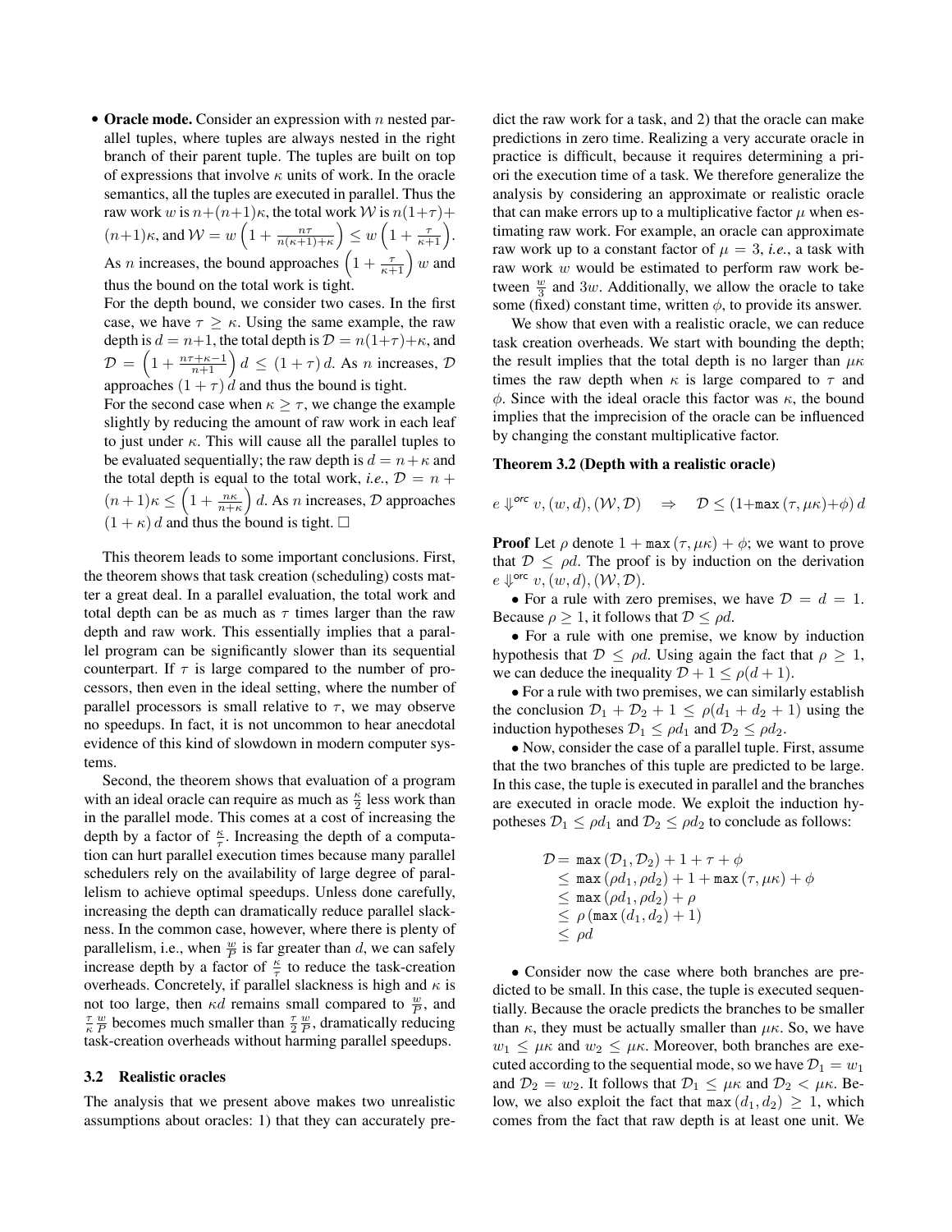- **Oracle mode.** Consider an expression with $n$ nested parallel tuples, where tuples are always nested in the right branch of their parent tuple. The tuples are built on top of expressions that involve $\kappa$ units of work. In the oracle semantics, all the tuples are executed in parallel. Thus the raw work $w$ is $n+(n+1)\kappa$, the total work $\mathcal{W}$ is $n(1+\tau)+(n+1)\kappa$, and $\mathcal{W} = w\left(1+\frac{n\tau}{n(\kappa+1)+\kappa}\right) \leq w\left(1+\frac{\tau}{\kappa+1}\right)$. As $n$ increases, the bound approaches $\left(1+\frac{\tau}{\kappa+1}\right)w$ and thus the bound on the total work is tight.

  For the depth bound, we consider two cases. In the first case, we have $\tau \geq \kappa$. Using the same example, the raw depth is $d = n+1$, the total depth is $\mathcal{D} = n(1+\tau)+\kappa$, and $\mathcal{D} = \left(1+\frac{n\tau+\kappa-1}{n+1}\right)d \leq (1+\tau)\,d$. As $n$ increases, $\mathcal{D}$ approaches $(1+\tau)\,d$ and thus the bound is tight.

  For the second case when $\kappa \geq \tau$, we change the example slightly by reducing the amount of raw work in each leaf to just under $\kappa$. This will cause all the parallel tuples to be evaluated sequentially; the raw depth is $d = n+\kappa$ and the total depth is equal to the total work, *i.e.*, $\mathcal{D} = n+(n+1)\kappa \leq \left(1+\frac{n\kappa}{n+\kappa}\right)d$. As $n$ increases, $\mathcal{D}$ approaches $(1+\kappa)\,d$ and thus the bound is tight. □

This theorem leads to some important conclusions. First, the theorem shows that task creation (scheduling) costs matter a great deal. In a parallel evaluation, the total work and total depth can be as much as $\tau$ times larger than the raw depth and raw work. This essentially implies that a parallel program can be significantly slower than its sequential counterpart. If $\tau$ is large compared to the number of processors, then even in the ideal setting, where the number of parallel processors is small relative to $\tau$, we may observe no speedups. In fact, it is not uncommon to hear anecdotal evidence of this kind of slowdown in modern computer systems.

Second, the theorem shows that evaluation of a program with an ideal oracle can require as much as $\frac{\kappa}{2}$ less work than in the parallel mode. This comes at a cost of increasing the depth by a factor of $\frac{\kappa}{\tau}$. Increasing the depth of a computation can hurt parallel execution times because many parallel schedulers rely on the availability of large degree of parallelism to achieve optimal speedups. Unless done carefully, increasing the depth can dramatically reduce parallel slackness. In the common case, however, where there is plenty of parallelism, i.e., when $\frac{w}{P}$ is far greater than $d$, we can safely increase depth by a factor of $\frac{\kappa}{\tau}$ to reduce the task-creation overheads. Concretely, if parallel slackness is high and $\kappa$ is not too large, then $\kappa d$ remains small compared to $\frac{w}{P}$, and $\frac{\tau}{\kappa}\frac{w}{P}$ becomes much smaller than $\frac{\tau}{2}\frac{w}{P}$, dramatically reducing task-creation overheads without harming parallel speedups.

### 3.2 Realistic oracles

The analysis that we present above makes two unrealistic assumptions about oracles: 1) that they can accurately predict the raw work for a task, and 2) that the oracle can make predictions in zero time. Realizing a very accurate oracle in practice is difficult, because it requires determining a priori the execution time of a task. We therefore generalize the analysis by considering an approximate or realistic oracle that can make errors up to a multiplicative factor $\mu$ when estimating raw work. For example, an oracle can approximate raw work up to a constant factor of $\mu = 3$, *i.e.*, a task with raw work $w$ would be estimated to perform raw work between $\frac{w}{3}$ and $3w$. Additionally, we allow the oracle to take some (fixed) constant time, written $\phi$, to provide its answer.

We show that even with a realistic oracle, we can reduce task creation overheads. We start with bounding the depth; the result implies that the total depth is no larger than $\mu\kappa$ times the raw depth when $\kappa$ is large compared to $\tau$ and $\phi$. Since with the ideal oracle this factor was $\kappa$, the bound implies that the imprecision of the oracle can be influenced by changing the constant multiplicative factor.

**Theorem 3.2 (Depth with a realistic oracle)**

$$e \Downarrow^{\mathsf{orc}} v, (w, d), (\mathcal{W}, \mathcal{D}) \quad \Rightarrow \quad \mathcal{D} \leq (1+\mathtt{max}\,(\tau, \mu\kappa)+\phi)\,d$$

**Proof** Let $\rho$ denote $1+\mathtt{max}\,(\tau, \mu\kappa)+\phi$; we want to prove that $\mathcal{D} \leq \rho d$. The proof is by induction on the derivation $e \Downarrow^{\mathsf{orc}} v, (w, d), (\mathcal{W}, \mathcal{D})$.

- For a rule with zero premises, we have $\mathcal{D} = d = 1$. Because $\rho \geq 1$, it follows that $\mathcal{D} \leq \rho d$.
- For a rule with one premise, we know by induction hypothesis that $\mathcal{D} \leq \rho d$. Using again the fact that $\rho \geq 1$, we can deduce the inequality $\mathcal{D}+1 \leq \rho(d+1)$.
- For a rule with two premises, we can similarly establish the conclusion $\mathcal{D}_1+\mathcal{D}_2+1 \leq \rho(d_1+d_2+1)$ using the induction hypotheses $\mathcal{D}_1 \leq \rho d_1$ and $\mathcal{D}_2 \leq \rho d_2$.
- Now, consider the case of a parallel tuple. First, assume that the two branches of this tuple are predicted to be large. In this case, the tuple is executed in parallel and the branches are executed in oracle mode. We exploit the induction hypotheses $\mathcal{D}_1 \leq \rho d_1$ and $\mathcal{D}_2 \leq \rho d_2$ to conclude as follows:

$$\begin{aligned}
\mathcal{D} &= \mathtt{max}\,(\mathcal{D}_1, \mathcal{D}_2)+1+\tau+\phi \\
&\leq \mathtt{max}\,(\rho d_1, \rho d_2)+1+\mathtt{max}\,(\tau, \mu\kappa)+\phi \\
&\leq \mathtt{max}\,(\rho d_1, \rho d_2)+\rho \\
&\leq \rho\,(\mathtt{max}\,(d_1, d_2)+1) \\
&\leq \rho d
\end{aligned}$$

- Consider now the case where both branches are predicted to be small. In this case, the tuple is executed sequentially. Because the oracle predicts the branches to be smaller than $\kappa$, they must be actually smaller than $\mu\kappa$. So, we have $w_1 \leq \mu\kappa$ and $w_2 \leq \mu\kappa$. Moreover, both branches are executed according to the sequential mode, so we have $\mathcal{D}_1 = w_1$ and $\mathcal{D}_2 = w_2$. It follows that $\mathcal{D}_1 \leq \mu\kappa$ and $\mathcal{D}_2 < \mu\kappa$. Below, we also exploit the fact that $\mathtt{max}\,(d_1, d_2) \geq 1$, which comes from the fact that raw depth is at least one unit. We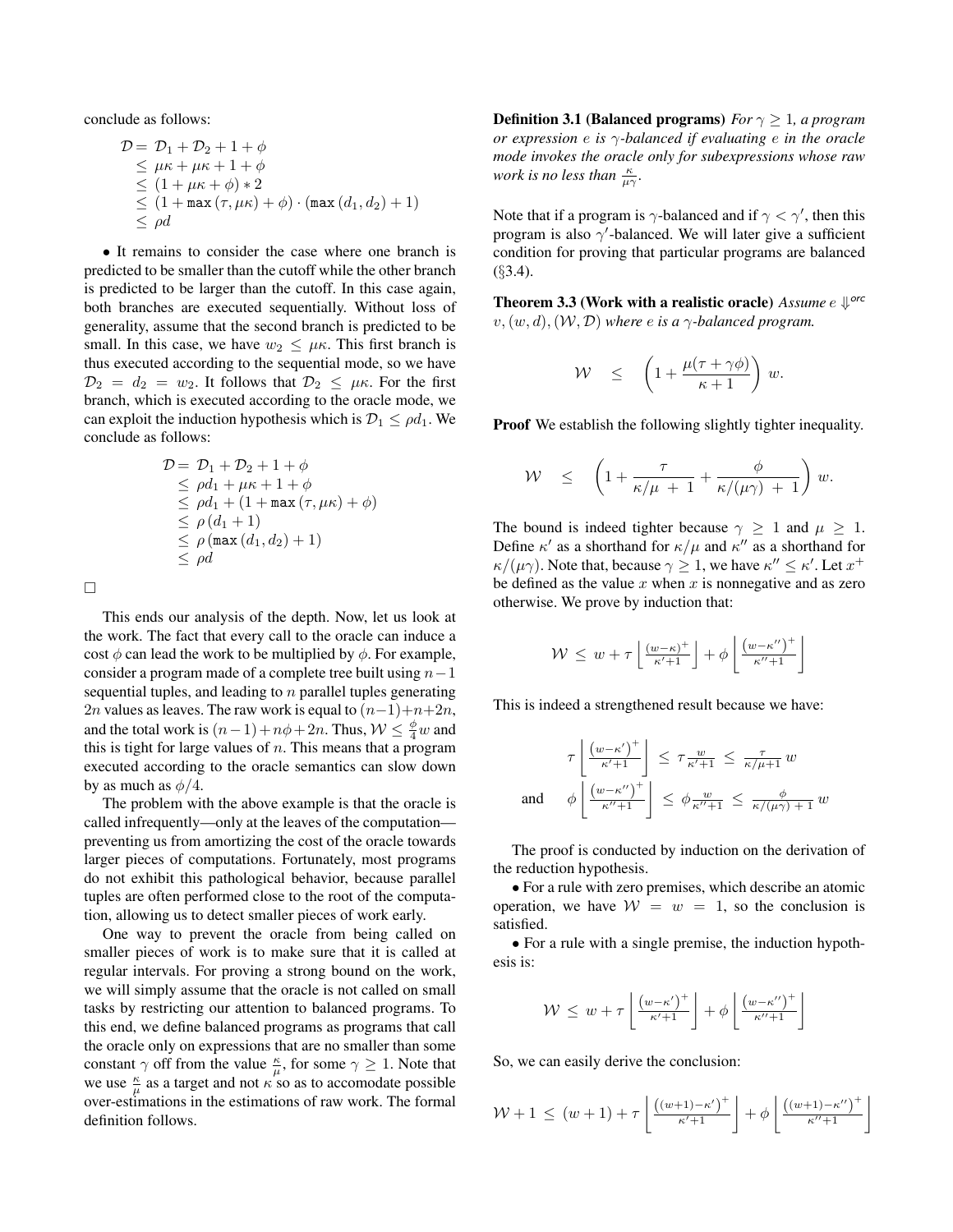conclude as follows:

$$
\begin{aligned}
\mathcal{D} &= \mathcal{D}_1 + \mathcal{D}_2 + 1 + \phi \\
&\leq \mu\kappa + \mu\kappa + 1 + \phi \\
&\leq (1 + \mu\kappa + \phi) * 2 \\
&\leq (1 + \max(\tau, \mu\kappa) + \phi) \cdot (\max(d_1, d_2) + 1) \\
&\leq \rho d
\end{aligned}
$$

• It remains to consider the case where one branch is predicted to be smaller than the cutoff while the other branch is predicted to be larger than the cutoff. In this case again, both branches are executed sequentially. Without loss of generality, assume that the second branch is predicted to be small. In this case, we have $w_2 \leq \mu\kappa$. This first branch is thus executed according to the sequential mode, so we have $\mathcal{D}_2 = d_2 = w_2$. It follows that $\mathcal{D}_2 \leq \mu\kappa$. For the first branch, which is executed according to the oracle mode, we can exploit the induction hypothesis which is $\mathcal{D}_1 \leq \rho d_1$. We conclude as follows:

$$
\begin{aligned}
\mathcal{D} &= \mathcal{D}_1 + \mathcal{D}_2 + 1 + \phi \\
&\leq \rho d_1 + \mu\kappa + 1 + \phi \\
&\leq \rho d_1 + (1 + \max(\tau, \mu\kappa) + \phi) \\
&\leq \rho\,(d_1 + 1) \\
&\leq \rho\,(\max(d_1, d_2) + 1) \\
&\leq \rho d
\end{aligned}
$$

□

This ends our analysis of the depth. Now, let us look at the work. The fact that every call to the oracle can induce a cost $\phi$ can lead the work to be multiplied by $\phi$. For example, consider a program made of a complete tree built using $n-1$ sequential tuples, and leading to $n$ parallel tuples generating $2n$ values as leaves. The raw work is equal to $(n-1)+n+2n$, and the total work is $(n-1)+n\phi+2n$. Thus, $\mathcal{W} \leq \frac{\phi}{4} w$ and this is tight for large values of $n$. This means that a program executed according to the oracle semantics can slow down by as much as $\phi/4$.

The problem with the above example is that the oracle is called infrequently—only at the leaves of the computation—preventing us from amortizing the cost of the oracle towards larger pieces of computations. Fortunately, most programs do not exhibit this pathological behavior, because parallel tuples are often performed close to the root of the computation, allowing us to detect smaller pieces of work early.

One way to prevent the oracle from being called on smaller pieces of work is to make sure that it is called at regular intervals. For proving a strong bound on the work, we will simply assume that the oracle is not called on small tasks by restricting our attention to balanced programs. To this end, we define balanced programs as programs that call the oracle only on expressions that are no smaller than some constant $\gamma$ off from the value $\frac{\kappa}{\mu}$, for some $\gamma \geq 1$. Note that we use $\frac{\kappa}{\mu}$ as a target and not $\kappa$ so as to accomodate possible over-estimations in the estimations of raw work. The formal definition follows.

**Definition 3.1 (Balanced programs)** *For $\gamma \geq 1$, a program or expression $e$ is $\gamma$-balanced if evaluating $e$ in the oracle mode invokes the oracle only for subexpressions whose raw work is no less than $\frac{\kappa}{\mu\gamma}$.*

Note that if a program is $\gamma$-balanced and if $\gamma < \gamma'$, then this program is also $\gamma'$-balanced. We will later give a sufficient condition for proving that particular programs are balanced (§3.4).

**Theorem 3.3 (Work with a realistic oracle)** *Assume $e \Downarrow^{orc} v, (w, d), (\mathcal{W}, \mathcal{D})$ where $e$ is a $\gamma$-balanced program.*

$$
\mathcal{W} \quad \leq \quad \left(1 + \frac{\mu(\tau + \gamma\phi)}{\kappa + 1}\right) w.
$$

**Proof** We establish the following slightly tighter inequality.

$$
\mathcal{W} \quad \leq \quad \left(1 + \frac{\tau}{\kappa/\mu \ + \ 1} + \frac{\phi}{\kappa/(\mu\gamma) \ + \ 1}\right) w.
$$

The bound is indeed tighter because $\gamma \geq 1$ and $\mu \geq 1$. Define $\kappa'$ as a shorthand for $\kappa/\mu$ and $\kappa''$ as a shorthand for $\kappa/(\mu\gamma)$. Note that, because $\gamma \geq 1$, we have $\kappa'' \leq \kappa'$. Let $x^+$ be defined as the value $x$ when $x$ is nonnegative and as zero otherwise. We prove by induction that:

$$
\mathcal{W} \ \leq \ w + \tau \left\lfloor \frac{(w-\kappa)^+}{\kappa'+1} \right\rfloor + \phi \left\lfloor \frac{(w-\kappa'')^+}{\kappa''+1} \right\rfloor
$$

This is indeed a strengthened result because we have:

$$
\begin{aligned}
&\tau \left\lfloor \frac{(w-\kappa')^+}{\kappa'+1} \right\rfloor \ \leq \ \tau \frac{w}{\kappa'+1} \ \leq \ \frac{\tau}{\kappa/\mu+1}\, w \\
\text{and} \quad &\phi \left\lfloor \frac{(w-\kappa'')^+}{\kappa''+1} \right\rfloor \ \leq \ \phi \frac{w}{\kappa''+1} \ \leq \ \frac{\phi}{\kappa/(\mu\gamma)\ +\ 1}\, w
\end{aligned}
$$

The proof is conducted by induction on the derivation of the reduction hypothesis.

• For a rule with zero premises, which describe an atomic operation, we have $\mathcal{W} = w = 1$, so the conclusion is satisfied.

• For a rule with a single premise, the induction hypothesis is:

$$
\mathcal{W} \ \leq \ w + \tau \left\lfloor \frac{(w-\kappa')^+}{\kappa'+1} \right\rfloor + \phi \left\lfloor \frac{(w-\kappa'')^+}{\kappa''+1} \right\rfloor
$$

So, we can easily derive the conclusion:

$$
\mathcal{W} + 1 \ \leq \ (w+1) + \tau \left\lfloor \frac{((w+1)-\kappa')^+}{\kappa'+1} \right\rfloor + \phi \left\lfloor \frac{((w+1)-\kappa'')^+}{\kappa''+1} \right\rfloor
$$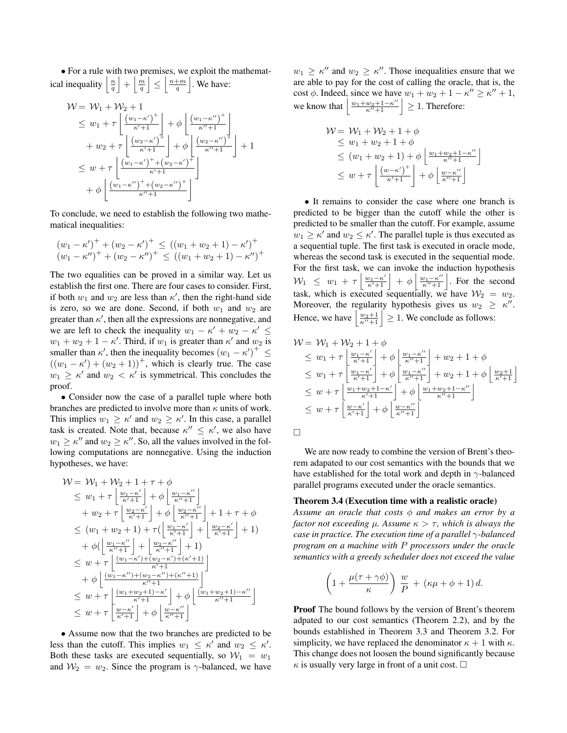• For a rule with two premises, we exploit the mathematical inequality $\left\lfloor \frac{n}{q} \right\rfloor + \left\lfloor \frac{m}{q} \right\rfloor \leq \left\lfloor \frac{n+m}{q} \right\rfloor$. We have:

$$
\begin{aligned}
\mathcal{W} = \ & \mathcal{W}_1 + \mathcal{W}_2 + 1 \\
\leq \ & w_1 + \tau \left\lfloor \frac{(w_1-\kappa')^+}{\kappa'+1} \right\rfloor + \phi \left\lfloor \frac{(w_1-\kappa'')^+}{\kappa''+1} \right\rfloor \\
& + w_2 + \tau \left\lfloor \frac{(w_2-\kappa')^+}{\kappa'+1} \right\rfloor + \phi \left\lfloor \frac{(w_2-\kappa'')^+}{\kappa''+1} \right\rfloor + 1 \\
\leq \ & w + \tau \left\lfloor \frac{(w_1-\kappa')^+ + (w_2-\kappa')^+}{\kappa'+1} \right\rfloor \\
& + \phi \left\lfloor \frac{(w_1-\kappa'')^+ + (w_2-\kappa'')^+}{\kappa''+1} \right\rfloor
\end{aligned}
$$

To conclude, we need to establish the following two mathematical inequalities:

$$
\begin{aligned}
(w_1-\kappa')^+ + (w_2-\kappa')^+ \ &\leq\ ((w_1+w_2+1)-\kappa')^+ \\
(w_1-\kappa'')^+ + (w_2-\kappa'')^+ \ &\leq\ ((w_1+w_2+1)-\kappa'')^+
\end{aligned}
$$

The two equalities can be proved in a similar way. Let us establish the first one. There are four cases to consider. First, if both $w_1$ and $w_2$ are less than $\kappa'$, then the right-hand side is zero, so we are done. Second, if both $w_1$ and $w_2$ are greater than $\kappa'$, then all the expressions are nonnegative, and we are left to check the inequality $w_1 - \kappa' + w_2 - \kappa' \leq w_1 + w_2 + 1 - \kappa'$. Third, if $w_1$ is greater than $\kappa'$ and $w_2$ is smaller than $\kappa'$, then the inequality becomes $(w_1-\kappa')^+ \leq ((w_1-\kappa') + (w_2+1))^+$, which is clearly true. The case $w_1 \geq \kappa'$ and $w_2 < \kappa'$ is symmetrical. This concludes the proof.

• Consider now the case of a parallel tuple where both branches are predicted to involve more than $\kappa$ units of work. This implies $w_1 \geq \kappa'$ and $w_2 \geq \kappa'$. In this case, a parallel task is created. Note that, because $\kappa'' \leq \kappa'$, we also have $w_1 \geq \kappa''$ and $w_2 \geq \kappa''$. So, all the values involved in the following computations are nonnegative. Using the induction hypotheses, we have:

$$
\begin{aligned}
\mathcal{W} = \ & \mathcal{W}_1 + \mathcal{W}_2 + 1 + \tau + \phi \\
\leq \ & w_1 + \tau \left\lfloor \frac{w_1-\kappa'}{\kappa'+1} \right\rfloor + \phi \left\lfloor \frac{w_1-\kappa''}{\kappa''+1} \right\rfloor \\
& + w_2 + \tau \left\lfloor \frac{w_2-\kappa'}{\kappa'+1} \right\rfloor + \phi \left\lfloor \frac{w_2-\kappa''}{\kappa''+1} \right\rfloor + 1 + \tau + \phi \\
\leq \ & (w_1+w_2+1) + \tau(\left\lfloor \frac{w_1-\kappa'}{\kappa'+1} \right\rfloor + \left\lfloor \frac{w_2-\kappa'}{\kappa'+1} \right\rfloor + 1) \\
& + \phi(\left\lfloor \frac{w_1-\kappa''}{\kappa''+1} \right\rfloor + \left\lfloor \frac{w_2-\kappa''}{\kappa''+1} \right\rfloor + 1) \\
\leq \ & w + \tau \left\lfloor \frac{(w_1-\kappa')+(w_2-\kappa')+(\kappa'+1)}{\kappa'+1} \right\rfloor \\
& + \phi \left\lfloor \frac{(w_1-\kappa'')+(w_2-\kappa'')+(\kappa''+1)}{\kappa''+1} \right\rfloor \\
\leq \ & w + \tau \left\lfloor \frac{(w_1+w_2+1)-\kappa'}{\kappa'+1} \right\rfloor + \phi \left\lfloor \frac{(w_1+w_2+1)-\kappa''}{\kappa''+1} \right\rfloor \\
\leq \ & w + \tau \left\lfloor \frac{w-\kappa'}{\kappa'+1} \right\rfloor + \phi \left\lfloor \frac{w-\kappa''}{\kappa''+1} \right\rfloor
\end{aligned}
$$

• Assume now that the two branches are predicted to be less than the cutoff. This implies $w_1 \leq \kappa'$ and $w_2 \leq \kappa'$. Both these tasks are executed sequentially, so $\mathcal{W}_1 = w_1$ and $\mathcal{W}_2 = w_2$. Since the program is $\gamma$-balanced, we have $w_1 \geq \kappa''$ and $w_2 \geq \kappa''$. Those inequalities ensure that we are able to pay for the cost of calling the oracle, that is, the cost $\phi$. Indeed, since we have $w_1 + w_2 + 1 - \kappa'' \geq \kappa'' + 1$, we know that $\left\lfloor \frac{w_1+w_2+1-\kappa''}{\kappa''+1} \right\rfloor \geq 1$. Therefore:

$$
\begin{aligned}
\mathcal{W} = \ & \mathcal{W}_1 + \mathcal{W}_2 + 1 + \phi \\
\leq \ & w_1 + w_2 + 1 + \phi \\
\leq \ & (w_1 + w_2 + 1) + \phi \left\lfloor \frac{w_1+w_2+1-\kappa''}{\kappa''+1} \right\rfloor \\
\leq \ & w + \tau \left\lfloor \frac{(w-\kappa')^+}{\kappa'+1} \right\rfloor + \phi \left\lfloor \frac{w-\kappa''}{\kappa''+1} \right\rfloor
\end{aligned}
$$

• It remains to consider the case where one branch is predicted to be bigger than the cutoff while the other is predicted to be smaller than the cutoff. For example, assume $w_1 \geq \kappa'$ and $w_2 \leq \kappa'$. The parallel tuple is thus executed as a sequential tuple. The first task is executed in oracle mode, whereas the second task is executed in the sequential mode. For the first task, we can invoke the induction hypothesis $\mathcal{W}_1 \leq w_1 + \tau \left\lfloor \frac{w_1-\kappa'}{\kappa'+1} \right\rfloor + \phi \left\lfloor \frac{w_1-\kappa''}{\kappa''+1} \right\rfloor$. For the second task, which is executed sequentially, we have $\mathcal{W}_2 = w_2$. Moreover, the regularity hypothesis gives us $w_2 \geq \kappa''$. Hence, we have $\left\lfloor \frac{w_2+1}{\kappa''+1} \right\rfloor \geq 1$. We conclude as follows:

$$
\begin{aligned}
\mathcal{W} = \ & \mathcal{W}_1 + \mathcal{W}_2 + 1 + \phi \\
\leq \ & w_1 + \tau \left\lfloor \frac{w_1-\kappa'}{\kappa'+1} \right\rfloor + \phi \left\lfloor \frac{w_1-\kappa''}{\kappa''+1} \right\rfloor + w_2 + 1 + \phi \\
\leq \ & w_1 + \tau \left\lfloor \frac{w_1-\kappa'}{\kappa'+1} \right\rfloor + \phi \left\lfloor \frac{w_1-\kappa''}{\kappa''+1} \right\rfloor + w_2 + 1 + \phi \left\lfloor \frac{w_2+1}{\kappa'+1} \right\rfloor \\
\leq \ & w + \tau \left\lfloor \frac{w_1+w_2+1-\kappa'}{\kappa'+1} \right\rfloor + \phi \left\lfloor \frac{w_1+w_2+1-\kappa''}{\kappa''+1} \right\rfloor \\
\leq \ & w + \tau \left\lfloor \frac{w-\kappa'}{\kappa'+1} \right\rfloor + \phi \left\lfloor \frac{w-\kappa''}{\kappa''+1} \right\rfloor
\end{aligned}
$$

□

We are now ready to combine the version of Brent's theorem adapated to our cost semantics with the bounds that we have established for the total work and depth in $\gamma$-balanced parallel programs executed under the oracle semantics.

**Theorem 3.4 (Execution time with a realistic oracle)** *Assume an oracle that costs $\phi$ and makes an error by a factor not exceeding $\mu$. Assume $\kappa > \tau$, which is always the case in practice. The execution time of a parallel $\gamma$-balanced program on a machine with $P$ processors under the oracle semantics with a greedy scheduler does not exceed the value*

$$
\left(1 + \frac{\mu(\tau + \gamma\phi)}{\kappa}\right) \frac{w}{P} + (\kappa\mu + \phi + 1)\, d.
$$

**Proof** The bound follows by the version of Brent's theorem adpated to our cost semantics (Theorem 2.2), and by the bounds established in Theorem 3.3 and Theorem 3.2. For simplicity, we have replaced the denominator $\kappa + 1$ with $\kappa$. This change does not loosen the bound significantly because $\kappa$ is usually very large in front of a unit cost. □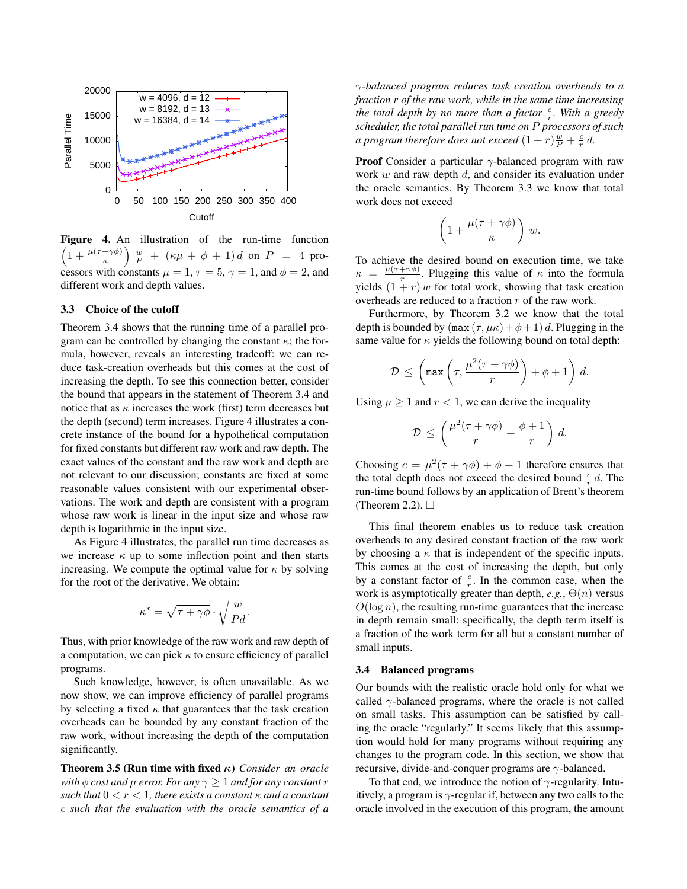**Figure 4.** An illustration of the run-time function $\left(1 + \frac{\mu(\tau+\gamma\phi)}{\kappa}\right) \frac{w}{P} + (\kappa\mu + \phi + 1)\, d$ on $P = 4$ processors with constants $\mu = 1$, $\tau = 5$, $\gamma = 1$, and $\phi = 2$, and different work and depth values.

### 3.3 Choice of the cutoff

Theorem 3.4 shows that the running time of a parallel program can be controlled by changing the constant $\kappa$; the formula, however, reveals an interesting tradeoff: we can reduce task-creation overheads but this comes at the cost of increasing the depth. To see this connection better, consider the bound that appears in the statement of Theorem 3.4 and notice that as $\kappa$ increases the work (first) term decreases but the depth (second) term increases. Figure 4 illustrates a concrete instance of the bound for a hypothetical computation for fixed constants but different raw work and raw depth. The exact values of the constant and the raw work and depth are not relevant to our discussion; constants are fixed at some reasonable values consistent with our experimental observations. The work and depth are consistent with a program whose raw work is linear in the input size and whose raw depth is logarithmic in the input size.

As Figure 4 illustrates, the parallel run time decreases as we increase $\kappa$ up to some inflection point and then starts increasing. We compute the optimal value for $\kappa$ by solving for the root of the derivative. We obtain:

$$\kappa^* = \sqrt{\tau + \gamma\phi} \cdot \sqrt{\frac{w}{Pd}}.$$

Thus, with prior knowledge of the raw work and raw depth of a computation, we can pick $\kappa$ to ensure efficiency of parallel programs.

Such knowledge, however, is often unavailable. As we now show, we can improve efficiency of parallel programs by selecting a fixed $\kappa$ that guarantees that the task creation overheads can be bounded by any constant fraction of the raw work, without increasing the depth of the computation significantly.

**Theorem 3.5 (Run time with fixed $\kappa$)** *Consider an oracle with $\phi$ cost and $\mu$ error. For any $\gamma \geq 1$ and for any constant $r$ such that $0 < r < 1$, there exists a constant $\kappa$ and a constant $c$ such that the evaluation with the oracle semantics of a $\gamma$-balanced program reduces task creation overheads to a fraction $r$ of the raw work, while in the same time increasing the total depth by no more than a factor $\frac{c}{r}$. With a greedy scheduler, the total parallel run time on $P$ processors of such a program therefore does not exceed $(1 + r)\frac{w}{P} + \frac{c}{r}\, d$.*

**Proof** Consider a particular $\gamma$-balanced program with raw work $w$ and raw depth $d$, and consider its evaluation under the oracle semantics. By Theorem 3.3 we know that total work does not exceed

$$\left(1 + \frac{\mu(\tau + \gamma\phi)}{\kappa}\right) w.$$

To achieve the desired bound on execution time, we take $\kappa = \frac{\mu(\tau+\gamma\phi)}{r}$. Plugging this value of $\kappa$ into the formula yields $(1 + r)\, w$ for total work, showing that task creation overheads are reduced to a fraction $r$ of the raw work.

Furthermore, by Theorem 3.2 we know that the total depth is bounded by $(\mathtt{max}\,(\tau, \mu\kappa) + \phi + 1)\, d$. Plugging in the same value for $\kappa$ yields the following bound on total depth:

$$\mathcal{D} \leq \left(\mathtt{max}\left(\tau, \frac{\mu^2(\tau + \gamma\phi)}{r}\right) + \phi + 1\right) d.$$

Using $\mu \geq 1$ and $r < 1$, we can derive the inequality

$$\mathcal{D} \leq \left(\frac{\mu^2(\tau + \gamma\phi)}{r} + \frac{\phi + 1}{r}\right) d.$$

Choosing $c = \mu^2(\tau + \gamma\phi) + \phi + 1$ therefore ensures that the total depth does not exceed the desired bound $\frac{c}{r}\, d$. The run-time bound follows by an application of Brent's theorem (Theorem 2.2). $\square$

This final theorem enables us to reduce task creation overheads to any desired constant fraction of the raw work by choosing a $\kappa$ that is independent of the specific inputs. This comes at the cost of increasing the depth, but only by a constant factor of $\frac{c}{r}$. In the common case, when the work is asymptotically greater than depth, *e.g.*, $\Theta(n)$ versus $O(\log n)$, the resulting run-time guarantees that the increase in depth remain small: specifically, the depth term itself is a fraction of the work term for all but a constant number of small inputs.

### 3.4 Balanced programs

Our bounds with the realistic oracle hold only for what we called $\gamma$-balanced programs, where the oracle is not called on small tasks. This assumption can be satisfied by calling the oracle "regularly." It seems likely that this assumption would hold for many programs without requiring any changes to the program code. In this section, we show that recursive, divide-and-conquer programs are $\gamma$-balanced.

To that end, we introduce the notion of $\gamma$-regularity. Intuitively, a program is $\gamma$-regular if, between any two calls to the oracle involved in the execution of this program, the amount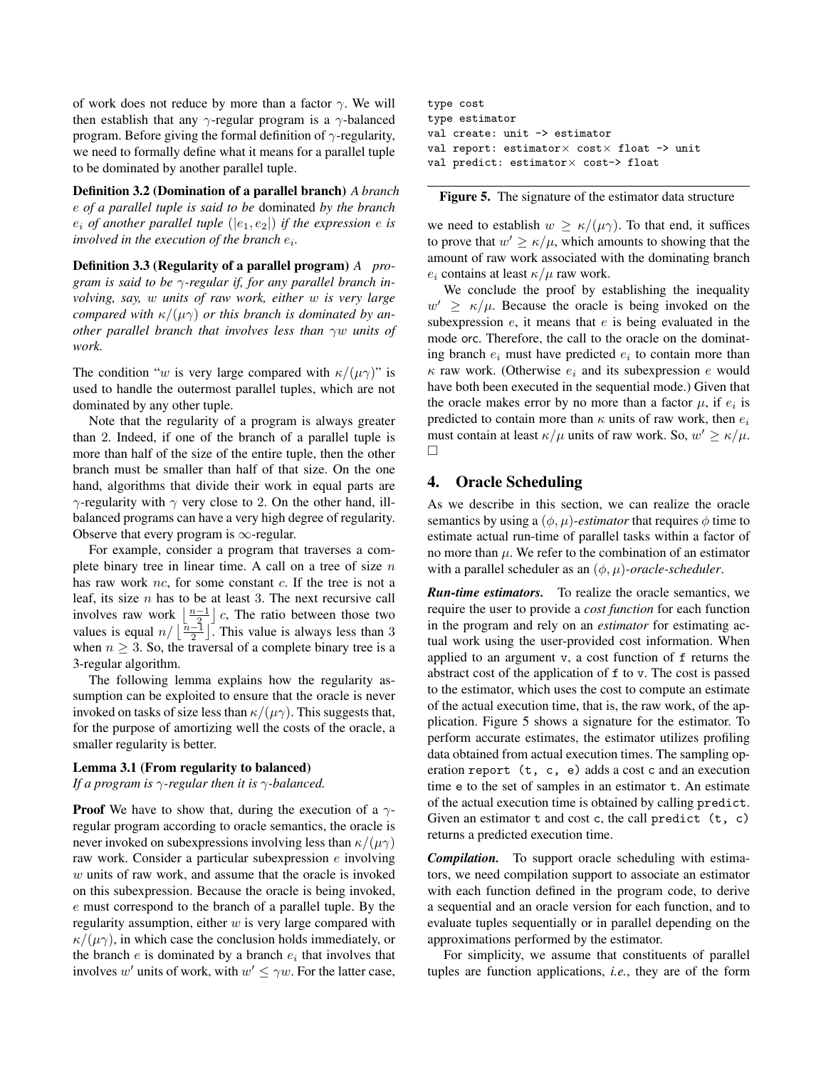of work does not reduce by more than a factor $\gamma$. We will then establish that any $\gamma$-regular program is a $\gamma$-balanced program. Before giving the formal definition of $\gamma$-regularity, we need to formally define what it means for a parallel tuple to be dominated by another parallel tuple.

**Definition 3.2 (Domination of a parallel branch)** *A branch $e$ of a parallel tuple is said to be* dominated *by the branch $e_i$ of another parallel tuple $(|e_1, e_2|)$ if the expression $e$ is involved in the execution of the branch $e_i$.*

**Definition 3.3 (Regularity of a parallel program)** *A program is said to be $\gamma$-regular if, for any parallel branch involving, say, $w$ units of raw work, either $w$ is very large compared with $\kappa/(\mu\gamma)$ or this branch is dominated by another parallel branch that involves less than $\gamma w$ units of work.*

The condition "$w$ is very large compared with $\kappa/(\mu\gamma)$" is used to handle the outermost parallel tuples, which are not dominated by any other tuple.

Note that the regularity of a program is always greater than 2. Indeed, if one of the branch of a parallel tuple is more than half of the size of the entire tuple, then the other branch must be smaller than half of that size. On the one hand, algorithms that divide their work in equal parts are $\gamma$-regularity with $\gamma$ very close to 2. On the other hand, ill-balanced programs can have a very high degree of regularity. Observe that every program is $\infty$-regular.

For example, consider a program that traverses a complete binary tree in linear time. A call on a tree of size $n$ has raw work $nc$, for some constant $c$. If the tree is not a leaf, its size $n$ has to be at least 3. The next recursive call involves raw work $\left\lfloor \frac{n-1}{2} \right\rfloor c$, The ratio between those two values is equal $n/\left\lfloor \frac{n-1}{2} \right\rfloor$. This value is always less than 3 when $n \geq 3$. So, the traversal of a complete binary tree is a 3-regular algorithm.

The following lemma explains how the regularity assumption can be exploited to ensure that the oracle is never invoked on tasks of size less than $\kappa/(\mu\gamma)$. This suggests that, for the purpose of amortizing well the costs of the oracle, a smaller regularity is better.

**Lemma 3.1 (From regularity to balanced)**
*If a program is $\gamma$-regular then it is $\gamma$-balanced.*

**Proof** We have to show that, during the execution of a $\gamma$-regular program according to oracle semantics, the oracle is never invoked on subexpressions involving less than $\kappa/(\mu\gamma)$ raw work. Consider a particular subexpression $e$ involving $w$ units of raw work, and assume that the oracle is invoked on this subexpression. Because the oracle is being invoked, $e$ must correspond to the branch of a parallel tuple. By the regularity assumption, either $w$ is very large compared with $\kappa/(\mu\gamma)$, in which case the conclusion holds immediately, or the branch $e$ is dominated by a branch $e_i$ that involves that involves $w'$ units of work, with $w' \leq \gamma w$. For the latter case, we need to establish $w \geq \kappa/(\mu\gamma)$. To that end, it suffices to prove that $w' \geq \kappa/\mu$, which amounts to showing that the amount of raw work associated with the dominating branch $e_i$ contains at least $\kappa/\mu$ raw work.

We conclude the proof by establishing the inequality $w' \geq \kappa/\mu$. Because the oracle is being invoked on the subexpression $e$, it means that $e$ is being evaluated in the mode orc. Therefore, the call to the oracle on the dominating branch $e_i$ must have predicted $e_i$ to contain more than $\kappa$ raw work. (Otherwise $e_i$ and its subexpression $e$ would have both been executed in the sequential mode.) Given that the oracle makes error by no more than a factor $\mu$, if $e_i$ is predicted to contain more than $\kappa$ units of raw work, then $e_i$ must contain at least $\kappa/\mu$ units of raw work. So, $w' \geq \kappa/\mu$. □

```
type cost
type estimator
val create: unit -> estimator
val report: estimator× cost× float -> unit
val predict: estimator× cost-> float
```

**Figure 5.** The signature of the estimator data structure

## 4. Oracle Scheduling

As we describe in this section, we can realize the oracle semantics by using a $(\phi, \mu)$-*estimator* that requires $\phi$ time to estimate actual run-time of parallel tasks within a factor of no more than $\mu$. We refer to the combination of an estimator with a parallel scheduler as an $(\phi, \mu)$-*oracle-scheduler*.

***Run-time estimators.*** To realize the oracle semantics, we require the user to provide a *cost function* for each function in the program and rely on an *estimator* for estimating actual work using the user-provided cost information. When applied to an argument v, a cost function of f returns the abstract cost of the application of f to v. The cost is passed to the estimator, which uses the cost to compute an estimate of the actual execution time, that is, the raw work, of the application. Figure 5 shows a signature for the estimator. To perform accurate estimates, the estimator utilizes profiling data obtained from actual execution times. The sampling operation `report (t, c, e)` adds a cost c and an execution time e to the set of samples in an estimator t. An estimate of the actual execution time is obtained by calling `predict`. Given an estimator t and cost c, the call `predict (t, c)` returns a predicted execution time.

***Compilation.*** To support oracle scheduling with estimators, we need compilation support to associate an estimator with each function defined in the program code, to derive a sequential and an oracle version for each function, and to evaluate tuples sequentially or in parallel depending on the approximations performed by the estimator.

For simplicity, we assume that constituents of parallel tuples are function applications, *i.e.*, they are of the form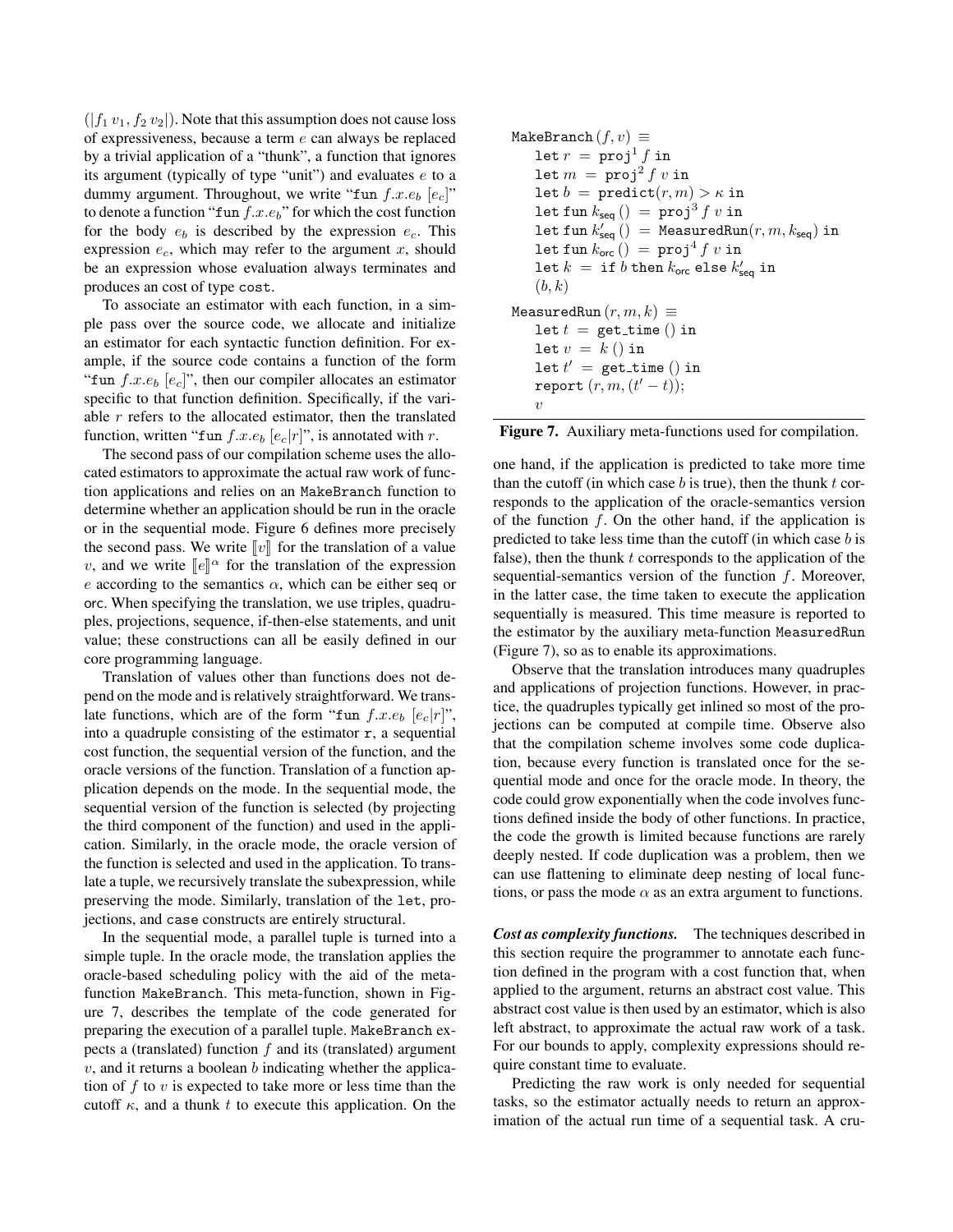$(|f_1\, v_1, f_2\, v_2|)$. Note that this assumption does not cause loss of expressiveness, because a term $e$ can always be replaced by a trivial application of a "thunk", a function that ignores its argument (typically of type "unit") and evaluates $e$ to a dummy argument. Throughout, we write "fun $f.x.e_b$ $[e_c]$" to denote a function "fun $f.x.e_b$" for which the cost function for the body $e_b$ is described by the expression $e_c$. This expression $e_c$, which may refer to the argument $x$, should be an expression whose evaluation always terminates and produces an cost of type cost.

To associate an estimator with each function, in a simple pass over the source code, we allocate and initialize an estimator for each syntactic function definition. For example, if the source code contains a function of the form "fun $f.x.e_b$ $[e_c]$", then our compiler allocates an estimator specific to that function definition. Specifically, if the variable $r$ refers to the allocated estimator, then the translated function, written "fun $f.x.e_b$ $[e_c|r]$", is annotated with $r$.

The second pass of our compilation scheme uses the allocated estimators to approximate the actual raw work of function applications and relies on an MakeBranch function to determine whether an application should be run in the oracle or in the sequential mode. Figure 6 defines more precisely the second pass. We write $[\![v]\!]$ for the translation of a value $v$, and we write $[\![e]\!]^\alpha$ for the translation of the expression $e$ according to the semantics $\alpha$, which can be either seq or orc. When specifying the translation, we use triples, quadruples, projections, sequence, if-then-else statements, and unit value; these constructions can all be easily defined in our core programming language.

Translation of values other than functions does not depend on the mode and is relatively straightforward. We translate functions, which are of the form "fun $f.x.e_b$ $[e_c|r]$", into a quadruple consisting of the estimator r, a sequential cost function, the sequential version of the function, and the oracle versions of the function. Translation of a function application depends on the mode. In the sequential mode, the sequential version of the function is selected (by projecting the third component of the function) and used in the application. Similarly, in the oracle mode, the oracle version of the function is selected and used in the application. To translate a tuple, we recursively translate the subexpression, while preserving the mode. Similarly, translation of the let, projections, and case constructs are entirely structural.

In the sequential mode, a parallel tuple is turned into a simple tuple. In the oracle mode, the translation applies the oracle-based scheduling policy with the aid of the meta-function MakeBranch. This meta-function, shown in Figure 7, describes the template of the code generated for preparing the execution of a parallel tuple. MakeBranch expects a (translated) function $f$ and its (translated) argument $v$, and it returns a boolean $b$ indicating whether the application of $f$ to $v$ is expected to take more or less time than the cutoff $\kappa$, and a thunk $t$ to execute this application. On the

```
MakeBranch (f, v) ≡
    let r = proj¹ f in
    let m = proj² f v in
    let b = predict(r, m) > κ in
    let fun k_seq () = proj³ f v in
    let fun k'_seq () = MeasuredRun(r, m, k_seq) in
    let fun k_orc () = proj⁴ f v in
    let k = if b then k_orc else k'_seq in
    (b, k)

MeasuredRun (r, m, k) ≡
    let t = get_time () in
    let v = k () in
    let t' = get_time () in
    report (r, m, (t' − t));
    v
```

**Figure 7.** Auxiliary meta-functions used for compilation.

one hand, if the application is predicted to take more time than the cutoff (in which case $b$ is true), then the thunk $t$ corresponds to the application of the oracle-semantics version of the function $f$. On the other hand, if the application is predicted to take less time than the cutoff (in which case $b$ is false), then the thunk $t$ corresponds to the application of the sequential-semantics version of the function $f$. Moreover, in the latter case, the time taken to execute the application sequentially is measured. This time measure is reported to the estimator by the auxiliary meta-function MeasuredRun (Figure 7), so as to enable its approximations.

Observe that the translation introduces many quadruples and applications of projection functions. However, in practice, the quadruples typically get inlined so most of the projections can be computed at compile time. Observe also that the compilation scheme involves some code duplication, because every function is translated once for the sequential mode and once for the oracle mode. In theory, the code could grow exponentially when the code involves functions defined inside the body of other functions. In practice, the code the growth is limited because functions are rarely deeply nested. If code duplication was a problem, then we can use flattening to eliminate deep nesting of local functions, or pass the mode $\alpha$ as an extra argument to functions.

***Cost as complexity functions.*** The techniques described in this section require the programmer to annotate each function defined in the program with a cost function that, when applied to the argument, returns an abstract cost value. This abstract cost value is then used by an estimator, which is also left abstract, to approximate the actual raw work of a task. For our bounds to apply, complexity expressions should require constant time to evaluate.

Predicting the raw work is only needed for sequential tasks, so the estimator actually needs to return an approximation of the actual run time of a sequential task. A cru-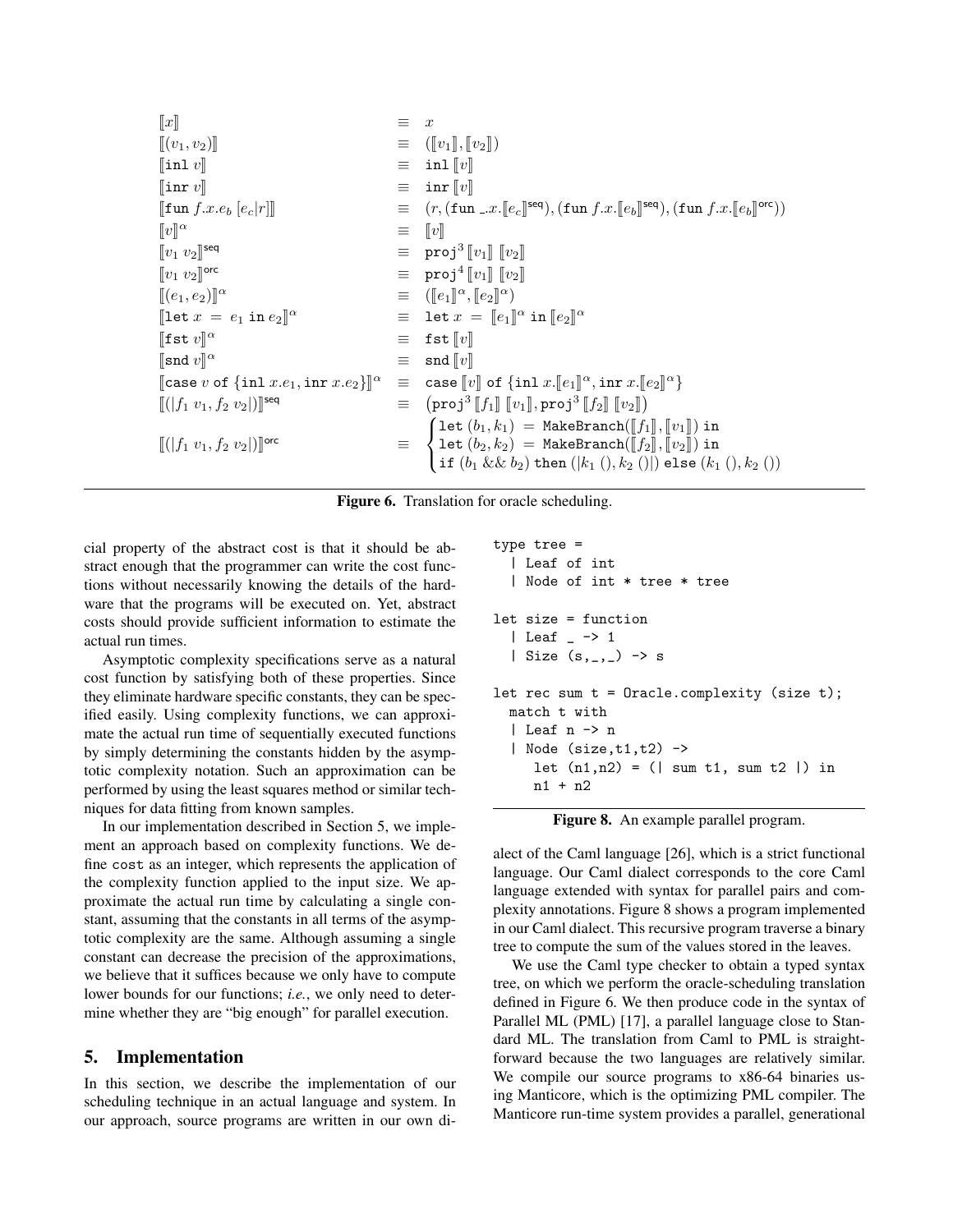$$
\begin{array}{lcl}
[\![x]\!] & \equiv & x \\
[\![(v_1, v_2)]\!] & \equiv & ([\![v_1]\!], [\![v_2]\!]) \\
[\![\texttt{inl}\ v]\!] & \equiv & \texttt{inl}\ [\![v]\!] \\
[\![\texttt{inr}\ v]\!] & \equiv & \texttt{inr}\ [\![v]\!] \\
[\![\texttt{fun}\ f.x.e_b\ [e_c|r]]\!] & \equiv & (r, (\texttt{fun}\ \_.x.[\![e_c]\!]^{\mathsf{seq}}), (\texttt{fun}\ f.x.[\![e_b]\!]^{\mathsf{seq}}), (\texttt{fun}\ f.x.[\![e_b]\!]^{\mathsf{orc}})) \\
[\![v]\!]^{\alpha} & \equiv & [\![v]\!] \\
[\![v_1\ v_2]\!]^{\mathsf{seq}} & \equiv & \texttt{proj}^3\ [\![v_1]\!]\ [\![v_2]\!] \\
[\![v_1\ v_2]\!]^{\mathsf{orc}} & \equiv & \texttt{proj}^4\ [\![v_1]\!]\ [\![v_2]\!] \\
[\![(e_1, e_2)]\!]^{\alpha} & \equiv & ([\![e_1]\!]^{\alpha}, [\![e_2]\!]^{\alpha}) \\
[\![\texttt{let}\ x\ =\ e_1\ \texttt{in}\ e_2]\!]^{\alpha} & \equiv & \texttt{let}\ x\ =\ [\![e_1]\!]^{\alpha}\ \texttt{in}\ [\![e_2]\!]^{\alpha} \\
[\![\texttt{fst}\ v]\!]^{\alpha} & \equiv & \texttt{fst}\ [\![v]\!] \\
[\![\texttt{snd}\ v]\!]^{\alpha} & \equiv & \texttt{snd}\ [\![v]\!] \\
[\![\texttt{case}\ v\ \texttt{of}\ \{\texttt{inl}\ x.e_1, \texttt{inr}\ x.e_2\}]\!]^{\alpha} & \equiv & \texttt{case}\ [\![v]\!]\ \texttt{of}\ \{\texttt{inl}\ x.[\![e_1]\!]^{\alpha}, \texttt{inr}\ x.[\![e_2]\!]^{\alpha}\} \\
[\![(|f_1\ v_1, f_2\ v_2|)]\!]^{\mathsf{seq}} & \equiv & \left(\texttt{proj}^3\ [\![f_1]\!]\ [\![v_1]\!], \texttt{proj}^3\ [\![f_2]\!]\ [\![v_2]\!]\right) \\
[\![(|f_1\ v_1, f_2\ v_2|)]\!]^{\mathsf{orc}} & \equiv & \begin{cases} \texttt{let}\ (b_1, k_1)\ =\ \texttt{MakeBranch}([\![f_1]\!], [\![v_1]\!])\ \texttt{in} \\ \texttt{let}\ (b_2, k_2)\ =\ \texttt{MakeBranch}([\![f_2]\!], [\![v_2]\!])\ \texttt{in} \\ \texttt{if}\ (b_1\ \&\&\ b_2)\ \texttt{then}\ (|k_1\ (), k_2\ ()|)\ \texttt{else}\ (k_1\ (), k_2\ ()) \end{cases}
\end{array}
$$

**Figure 6.** Translation for oracle scheduling.

cial property of the abstract cost is that it should be abstract enough that the programmer can write the cost functions without necessarily knowing the details of the hardware that the programs will be executed on. Yet, abstract costs should provide sufficient information to estimate the actual run times.

Asymptotic complexity specifications serve as a natural cost function by satisfying both of these properties. Since they eliminate hardware specific constants, they can be specified easily. Using complexity functions, we can approximate the actual run time of sequentially executed functions by simply determining the constants hidden by the asymptotic complexity notation. Such an approximation can be performed by using the least squares method or similar techniques for data fitting from known samples.

In our implementation described in Section 5, we implement an approach based on complexity functions. We define cost as an integer, which represents the application of the complexity function applied to the input size. We approximate the actual run time by calculating a single constant, assuming that the constants in all terms of the asymptotic complexity are the same. Although assuming a single constant can decrease the precision of the approximations, we believe that it suffices because we only have to compute lower bounds for our functions; *i.e.*, we only need to determine whether they are "big enough" for parallel execution.

## 5. Implementation

In this section, we describe the implementation of our scheduling technique in an actual language and system. In our approach, source programs are written in our own dialect of the Caml language [26], which is a strict functional language. Our Caml dialect corresponds to the core Caml language extended with syntax for parallel pairs and complexity annotations. Figure 8 shows a program implemented in our Caml dialect. This recursive program traverse a binary tree to compute the sum of the values stored in the leaves.

```
type tree =
  | Leaf of int
  | Node of int * tree * tree

let size = function
  | Leaf _ -> 1
  | Size (s,_,_) -> s

let rec sum t = Oracle.complexity (size t);
  match t with
  | Leaf n -> n
  | Node (size,t1,t2) ->
     let (n1,n2) = (| sum t1, sum t2 |) in
     n1 + n2
```

**Figure 8.** An example parallel program.

We use the Caml type checker to obtain a typed syntax tree, on which we perform the oracle-scheduling translation defined in Figure 6. We then produce code in the syntax of Parallel ML (PML) [17], a parallel language close to Standard ML. The translation from Caml to PML is straightforward because the two languages are relatively similar. We compile our source programs to x86-64 binaries using Manticore, which is the optimizing PML compiler. The Manticore run-time system provides a parallel, generational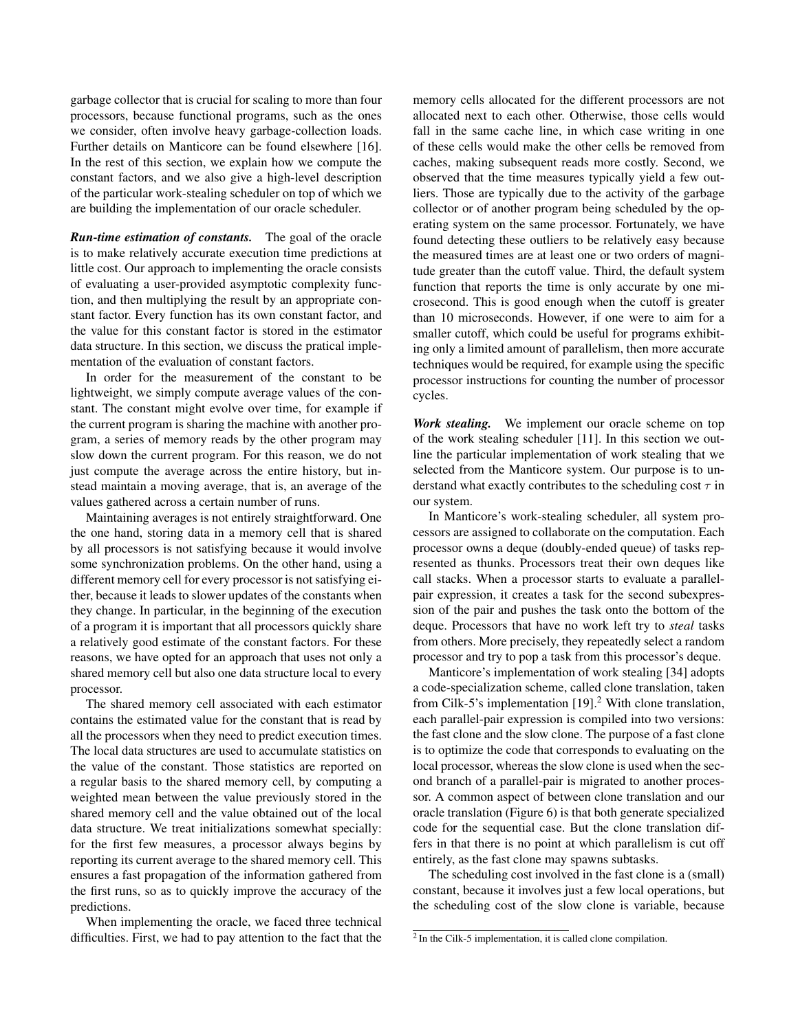garbage collector that is crucial for scaling to more than four processors, because functional programs, such as the ones we consider, often involve heavy garbage-collection loads. Further details on Manticore can be found elsewhere [16]. In the rest of this section, we explain how we compute the constant factors, and we also give a high-level description of the particular work-stealing scheduler on top of which we are building the implementation of our oracle scheduler.

***Run-time estimation of constants.*** The goal of the oracle is to make relatively accurate execution time predictions at little cost. Our approach to implementing the oracle consists of evaluating a user-provided asymptotic complexity function, and then multiplying the result by an appropriate constant factor. Every function has its own constant factor, and the value for this constant factor is stored in the estimator data structure. In this section, we discuss the pratical implementation of the evaluation of constant factors.

In order for the measurement of the constant to be lightweight, we simply compute average values of the constant. The constant might evolve over time, for example if the current program is sharing the machine with another program, a series of memory reads by the other program may slow down the current program. For this reason, we do not just compute the average across the entire history, but instead maintain a moving average, that is, an average of the values gathered across a certain number of runs.

Maintaining averages is not entirely straightforward. One the one hand, storing data in a memory cell that is shared by all processors is not satisfying because it would involve some synchronization problems. On the other hand, using a different memory cell for every processor is not satisfying either, because it leads to slower updates of the constants when they change. In particular, in the beginning of the execution of a program it is important that all processors quickly share a relatively good estimate of the constant factors. For these reasons, we have opted for an approach that uses not only a shared memory cell but also one data structure local to every processor.

The shared memory cell associated with each estimator contains the estimated value for the constant that is read by all the processors when they need to predict execution times. The local data structures are used to accumulate statistics on the value of the constant. Those statistics are reported on a regular basis to the shared memory cell, by computing a weighted mean between the value previously stored in the shared memory cell and the value obtained out of the local data structure. We treat initializations somewhat specially: for the first few measures, a processor always begins by reporting its current average to the shared memory cell. This ensures a fast propagation of the information gathered from the first runs, so as to quickly improve the accuracy of the predictions.

When implementing the oracle, we faced three technical difficulties. First, we had to pay attention to the fact that the memory cells allocated for the different processors are not allocated next to each other. Otherwise, those cells would fall in the same cache line, in which case writing in one of these cells would make the other cells be removed from caches, making subsequent reads more costly. Second, we observed that the time measures typically yield a few outliers. Those are typically due to the activity of the garbage collector or of another program being scheduled by the operating system on the same processor. Fortunately, we have found detecting these outliers to be relatively easy because the measured times are at least one or two orders of magnitude greater than the cutoff value. Third, the default system function that reports the time is only accurate by one microsecond. This is good enough when the cutoff is greater than 10 microseconds. However, if one were to aim for a smaller cutoff, which could be useful for programs exhibiting only a limited amount of parallelism, then more accurate techniques would be required, for example using the specific processor instructions for counting the number of processor cycles.

***Work stealing.*** We implement our oracle scheme on top of the work stealing scheduler [11]. In this section we outline the particular implementation of work stealing that we selected from the Manticore system. Our purpose is to understand what exactly contributes to the scheduling cost $\tau$ in our system.

In Manticore's work-stealing scheduler, all system processors are assigned to collaborate on the computation. Each processor owns a deque (doubly-ended queue) of tasks represented as thunks. Processors treat their own deques like call stacks. When a processor starts to evaluate a parallel-pair expression, it creates a task for the second subexpression of the pair and pushes the task onto the bottom of the deque. Processors that have no work left try to *steal* tasks from others. More precisely, they repeatedly select a random processor and try to pop a task from this processor's deque.

Manticore's implementation of work stealing [34] adopts a code-specialization scheme, called clone translation, taken from Cilk-5's implementation [19].[2] With clone translation, each parallel-pair expression is compiled into two versions: the fast clone and the slow clone. The purpose of a fast clone is to optimize the code that corresponds to evaluating on the local processor, whereas the slow clone is used when the second branch of a parallel-pair is migrated to another processor. A common aspect of between clone translation and our oracle translation (Figure 6) is that both generate specialized code for the sequential case. But the clone translation differs in that there is no point at which parallelism is cut off entirely, as the fast clone may spawns subtasks.

The scheduling cost involved in the fast clone is a (small) constant, because it involves just a few local operations, but the scheduling cost of the slow clone is variable, because

[2] In the Cilk-5 implementation, it is called clone compilation.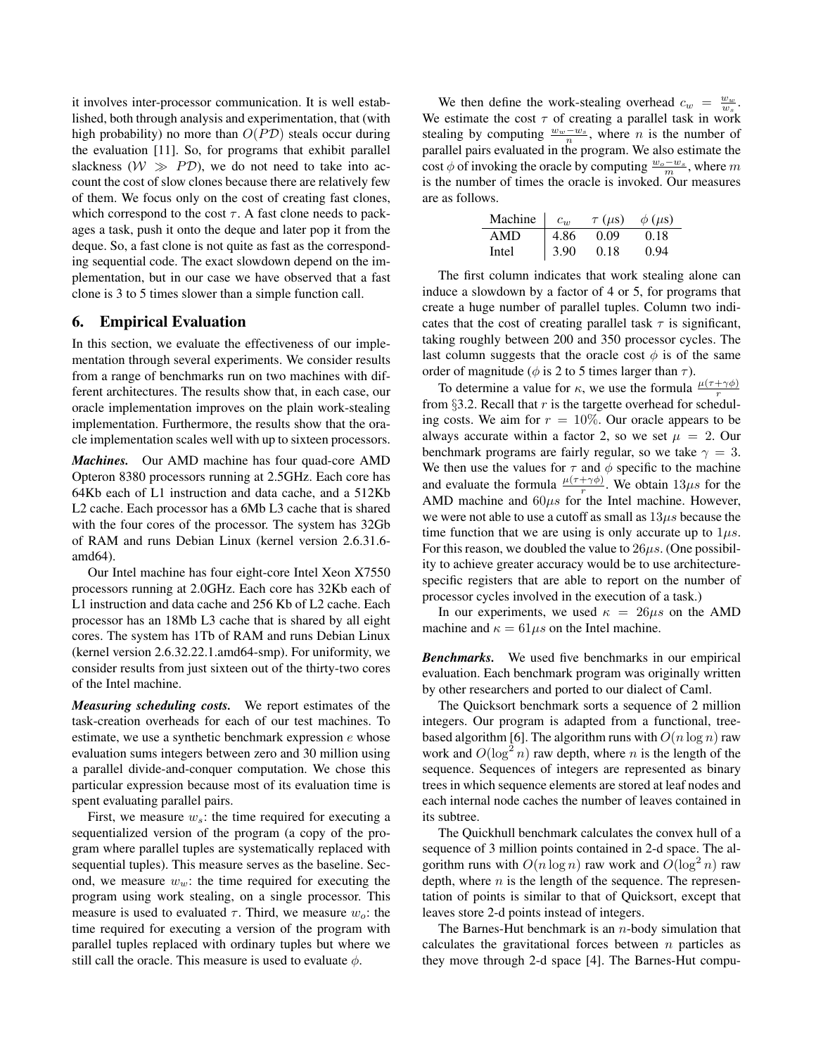it involves inter-processor communication. It is well established, both through analysis and experimentation, that (with high probability) no more than $O(P\mathcal{D})$ steals occur during the evaluation [11]. So, for programs that exhibit parallel slackness ($\mathcal{W} \gg P\mathcal{D}$), we do not need to take into account the cost of slow clones because there are relatively few of them. We focus only on the cost of creating fast clones, which correspond to the cost $\tau$. A fast clone needs to packages a task, push it onto the deque and later pop it from the deque. So, a fast clone is not quite as fast as the corresponding sequential code. The exact slowdown depend on the implementation, but in our case we have observed that a fast clone is 3 to 5 times slower than a simple function call.

## 6. Empirical Evaluation

In this section, we evaluate the effectiveness of our implementation through several experiments. We consider results from a range of benchmarks run on two machines with different architectures. The results show that, in each case, our oracle implementation improves on the plain work-stealing implementation. Furthermore, the results show that the oracle implementation scales well with up to sixteen processors.

***Machines.*** Our AMD machine has four quad-core AMD Opteron 8380 processors running at 2.5GHz. Each core has 64Kb each of L1 instruction and data cache, and a 512Kb L2 cache. Each processor has a 6Mb L3 cache that is shared with the four cores of the processor. The system has 32Gb of RAM and runs Debian Linux (kernel version 2.6.31.6-amd64).

Our Intel machine has four eight-core Intel Xeon X7550 processors running at 2.0GHz. Each core has 32Kb each of L1 instruction and data cache and 256 Kb of L2 cache. Each processor has an 18Mb L3 cache that is shared by all eight cores. The system has 1Tb of RAM and runs Debian Linux (kernel version 2.6.32.22.1.amd64-smp). For uniformity, we consider results from just sixteen out of the thirty-two cores of the Intel machine.

***Measuring scheduling costs.*** We report estimates of the task-creation overheads for each of our test machines. To estimate, we use a synthetic benchmark expression $e$ whose evaluation sums integers between zero and 30 million using a parallel divide-and-conquer computation. We chose this particular expression because most of its evaluation time is spent evaluating parallel pairs.

First, we measure $w_s$: the time required for executing a sequentialized version of the program (a copy of the program where parallel tuples are systematically replaced with sequential tuples). This measure serves as the baseline. Second, we measure $w_w$: the time required for executing the program using work stealing, on a single processor. This measure is used to evaluated $\tau$. Third, we measure $w_o$: the time required for executing a version of the program with parallel tuples replaced with ordinary tuples but where we still call the oracle. This measure is used to evaluate $\phi$.

We then define the work-stealing overhead $c_w = \frac{w_w}{w_s}$. We estimate the cost $\tau$ of creating a parallel task in work stealing by computing $\frac{w_w - w_s}{n}$, where $n$ is the number of parallel pairs evaluated in the program. We also estimate the cost $\phi$ of invoking the oracle by computing $\frac{w_o - w_s}{m}$, where $m$ is the number of times the oracle is invoked. Our measures are as follows.

| Machine | $c_w$ | $\tau$ ($\mu$s) | $\phi$ ($\mu$s) |
|---|---|---|---|
| AMD | 4.86 | 0.09 | 0.18 |
| Intel | 3.90 | 0.18 | 0.94 |

The first column indicates that work stealing alone can induce a slowdown by a factor of 4 or 5, for programs that create a huge number of parallel tuples. Column two indicates that the cost of creating parallel task $\tau$ is significant, taking roughly between 200 and 350 processor cycles. The last column suggests that the oracle cost $\phi$ is of the same order of magnitude ($\phi$ is 2 to 5 times larger than $\tau$).

To determine a value for $\kappa$, we use the formula $\frac{\mu(\tau+\gamma\phi)}{r}$ from §3.2. Recall that $r$ is the targette overhead for scheduling costs. We aim for $r = 10\%$. Our oracle appears to be always accurate within a factor 2, so we set $\mu = 2$. Our benchmark programs are fairly regular, so we take $\gamma = 3$. We then use the values for $\tau$ and $\phi$ specific to the machine and evaluate the formula $\frac{\mu(\tau+\gamma\phi)}{r}$. We obtain $13\mu s$ for the AMD machine and $60\mu s$ for the Intel machine. However, we were not able to use a cutoff as small as $13\mu s$ because the time function that we are using is only accurate up to $1\mu s$. For this reason, we doubled the value to $26\mu s$. (One possibility to achieve greater accuracy would be to use architecture-specific registers that are able to report on the number of processor cycles involved in the execution of a task.)

In our experiments, we used $\kappa = 26\mu s$ on the AMD machine and $\kappa = 61\mu s$ on the Intel machine.

***Benchmarks.*** We used five benchmarks in our empirical evaluation. Each benchmark program was originally written by other researchers and ported to our dialect of Caml.

The Quicksort benchmark sorts a sequence of 2 million integers. Our program is adapted from a functional, tree-based algorithm [6]. The algorithm runs with $O(n \log n)$ raw work and $O(\log^2 n)$ raw depth, where $n$ is the length of the sequence. Sequences of integers are represented as binary trees in which sequence elements are stored at leaf nodes and each internal node caches the number of leaves contained in its subtree.

The Quickhull benchmark calculates the convex hull of a sequence of 3 million points contained in 2-d space. The algorithm runs with $O(n \log n)$ raw work and $O(\log^2 n)$ raw depth, where $n$ is the length of the sequence. The representation of points is similar to that of Quicksort, except that leaves store 2-d points instead of integers.

The Barnes-Hut benchmark is an $n$-body simulation that calculates the gravitational forces between $n$ particles as they move through 2-d space [4]. The Barnes-Hut compu-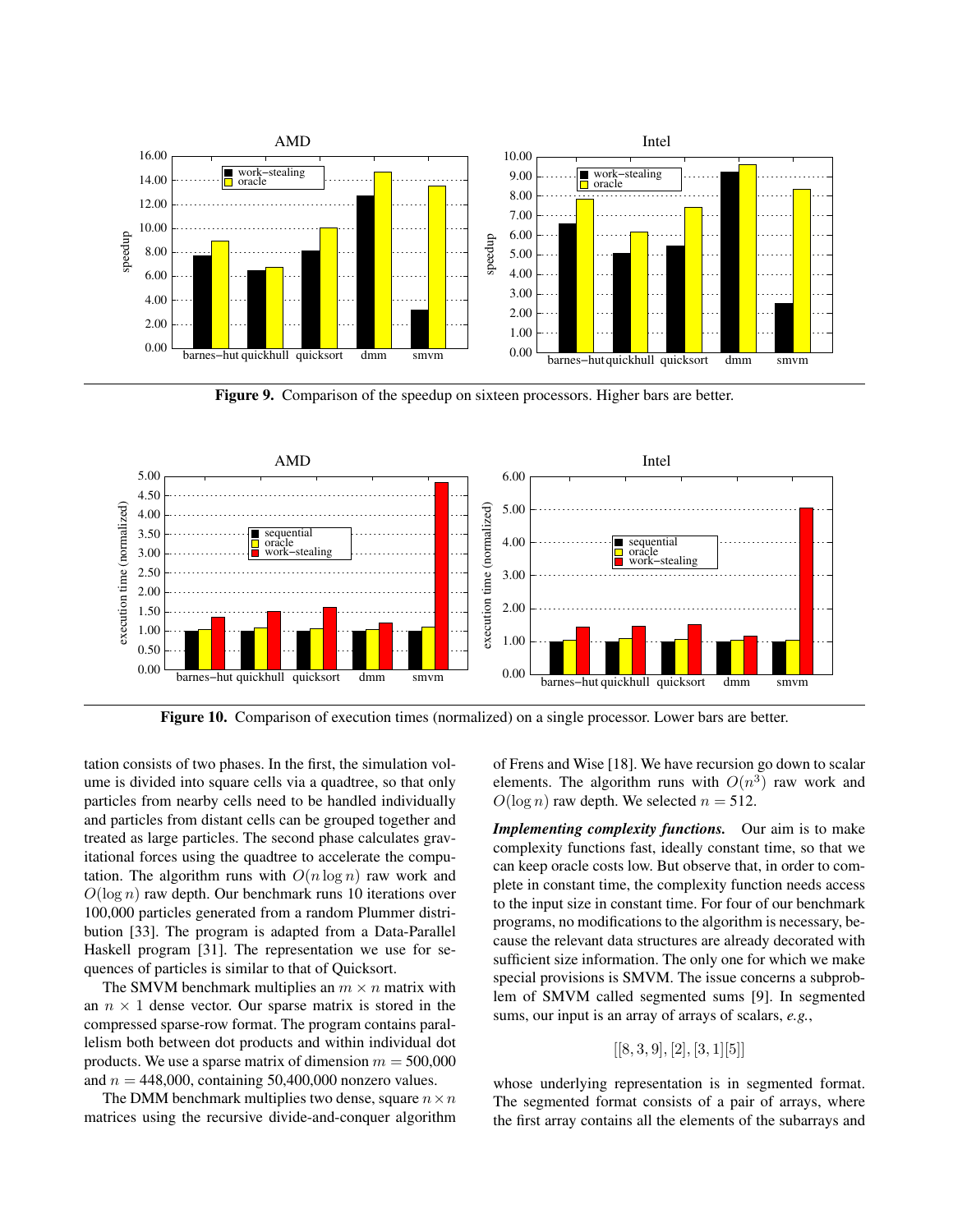**Figure 9.** Comparison of the speedup on sixteen processors. Higher bars are better.

**Figure 10.** Comparison of execution times (normalized) on a single processor. Lower bars are better.

tation consists of two phases. In the first, the simulation volume is divided into square cells via a quadtree, so that only particles from nearby cells need to be handled individually and particles from distant cells can be grouped together and treated as large particles. The second phase calculates gravitational forces using the quadtree to accelerate the computation. The algorithm runs with $O(n \log n)$ raw work and $O(\log n)$ raw depth. Our benchmark runs 10 iterations over 100,000 particles generated from a random Plummer distribution [33]. The program is adapted from a Data-Parallel Haskell program [31]. The representation we use for sequences of particles is similar to that of Quicksort.

The SMVM benchmark multiplies an $m \times n$ matrix with an $n \times 1$ dense vector. Our sparse matrix is stored in the compressed sparse-row format. The program contains parallelism both between dot products and within individual dot products. We use a sparse matrix of dimension $m = 500{,}000$ and $n = 448{,}000$, containing 50,400,000 nonzero values.

The DMM benchmark multiplies two dense, square $n \times n$ matrices using the recursive divide-and-conquer algorithm of Frens and Wise [18]. We have recursion go down to scalar elements. The algorithm runs with $O(n^3)$ raw work and $O(\log n)$ raw depth. We selected $n = 512$.

***Implementing complexity functions.*** Our aim is to make complexity functions fast, ideally constant time, so that we can keep oracle costs low. But observe that, in order to complete in constant time, the complexity function needs access to the input size in constant time. For four of our benchmark programs, no modifications to the algorithm is necessary, because the relevant data structures are already decorated with sufficient size information. The only one for which we make special provisions is SMVM. The issue concerns a subproblem of SMVM called segmented sums [9]. In segmented sums, our input is an array of arrays of scalars, *e.g.*,

$$[[8, 3, 9], [2], [3, 1][5]]$$

whose underlying representation is in segmented format. The segmented format consists of a pair of arrays, where the first array contains all the elements of the subarrays and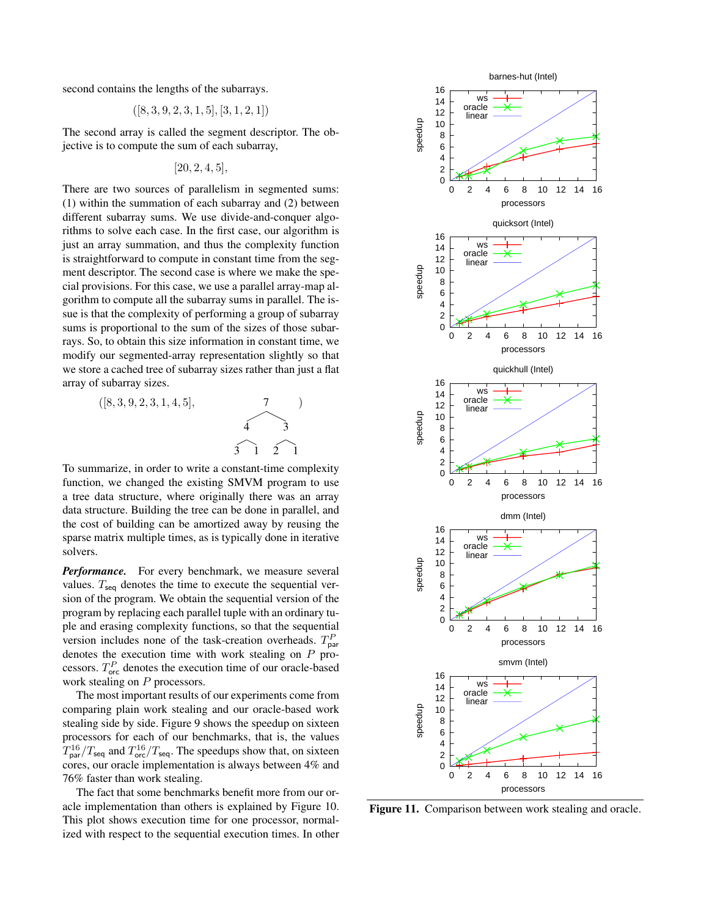second contains the lengths of the subarrays.

$$([8, 3, 9, 2, 3, 1, 5], [3, 1, 2, 1])$$

The second array is called the segment descriptor. The objective is to compute the sum of each subarray,

$$[20, 2, 4, 5],$$

There are two sources of parallelism in segmented sums: (1) within the summation of each subarray and (2) between different subarray sums. We use divide-and-conquer algorithms to solve each case. In the first case, our algorithm is just an array summation, and thus the complexity function is straightforward to compute in constant time from the segment descriptor. The second case is where we make the special provisions. For this case, we use a parallel array-map algorithm to compute all the subarray sums in parallel. The issue is that the complexity of performing a group of subarray sums is proportional to the sum of the sizes of those subarrays. So, to obtain this size information in constant time, we modify our segmented-array representation slightly so that we store a cached tree of subarray sizes rather than just a flat array of subarray sizes.

```
([8, 3, 9, 2, 3, 1, 4, 5],          7        )
                                  /   \
                                 4     3
                                / \   / \
                               3   1 2   1
```

To summarize, in order to write a constant-time complexity function, we changed the existing SMVM program to use a tree data structure, where originally there was an array data structure. Building the tree can be done in parallel, and the cost of building can be amortized away by reusing the sparse matrix multiple times, as is typically done in iterative solvers.

***Performance.*** For every benchmark, we measure several values. $T_{\mathsf{seq}}$ denotes the time to execute the sequential version of the program. We obtain the sequential version of the program by replacing each parallel tuple with an ordinary tuple and erasing complexity functions, so that the sequential version includes none of the task-creation overheads. $T^P_{\mathsf{par}}$ denotes the execution time with work stealing on $P$ processors. $T^P_{\mathsf{orc}}$ denotes the execution time of our oracle-based work stealing on $P$ processors.

The most important results of our experiments come from comparing plain work stealing and our oracle-based work stealing side by side. Figure 9 shows the speedup on sixteen processors for each of our benchmarks, that is, the values $T^{16}_{\mathsf{par}}/T_{\mathsf{seq}}$ and $T^{16}_{\mathsf{orc}}/T_{\mathsf{seq}}$. The speedups show that, on sixteen cores, our oracle implementation is always between 4% and 76% faster than work stealing.

The fact that some benchmarks benefit more from our oracle implementation than others is explained by Figure 10. This plot shows execution time for one processor, normalized with respect to the sequential execution times. In other

**Figure 11.** Comparison between work stealing and oracle.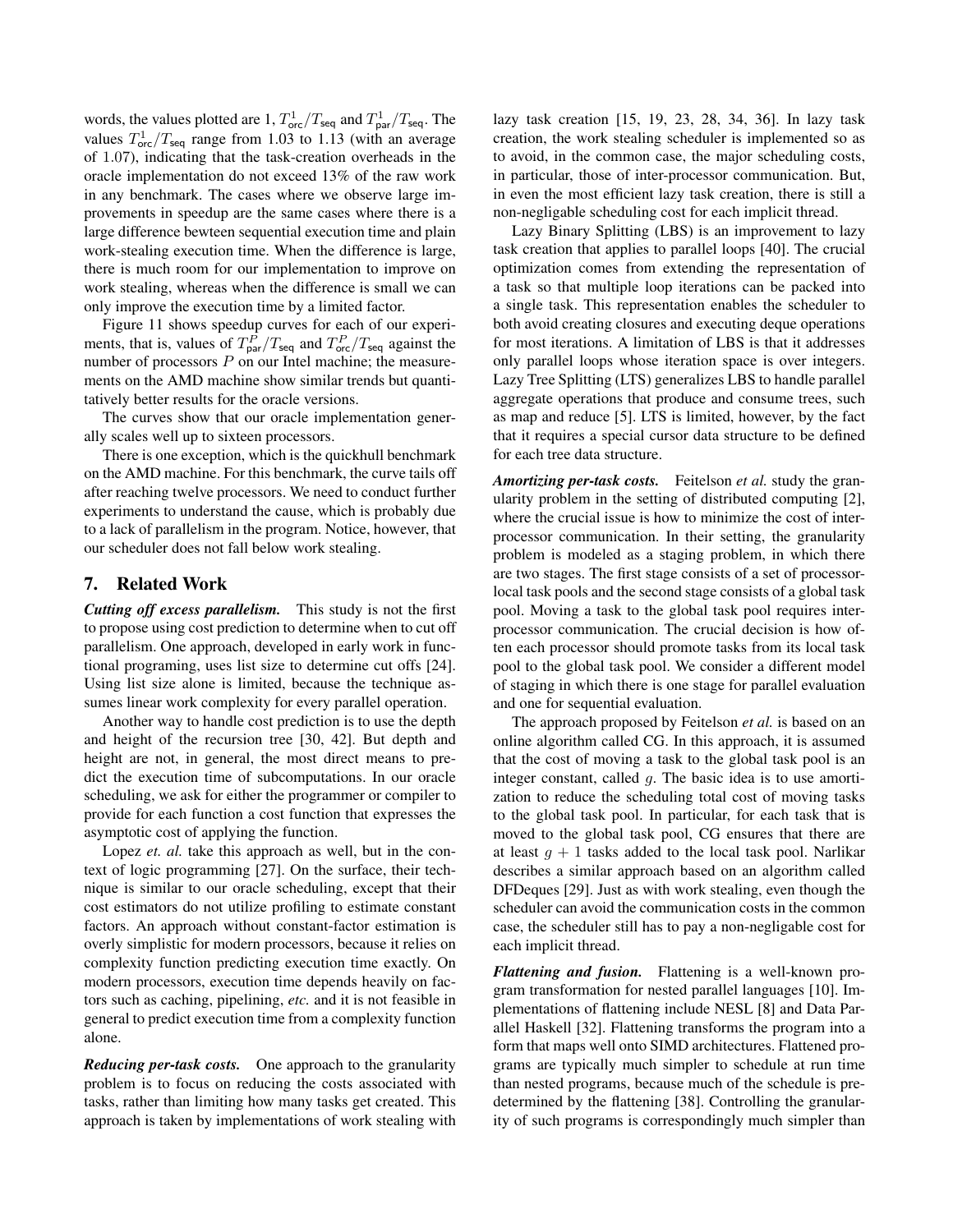words, the values plotted are 1, $T^1_{\mathsf{orc}}/T_{\mathsf{seq}}$ and $T^1_{\mathsf{par}}/T_{\mathsf{seq}}$. The values $T^1_{\mathsf{orc}}/T_{\mathsf{seq}}$ range from 1.03 to 1.13 (with an average of 1.07), indicating that the task-creation overheads in the oracle implementation do not exceed 13% of the raw work in any benchmark. The cases where we observe large improvements in speedup are the same cases where there is a large difference bewteen sequential execution time and plain work-stealing execution time. When the difference is large, there is much room for our implementation to improve on work stealing, whereas when the difference is small we can only improve the execution time by a limited factor.

Figure 11 shows speedup curves for each of our experiments, that is, values of $T^P_{\mathsf{par}}/T_{\mathsf{seq}}$ and $T^P_{\mathsf{orc}}/T_{\mathsf{seq}}$ against the number of processors $P$ on our Intel machine; the measurements on the AMD machine show similar trends but quantitatively better results for the oracle versions.

The curves show that our oracle implementation generally scales well up to sixteen processors.

There is one exception, which is the quickhull benchmark on the AMD machine. For this benchmark, the curve tails off after reaching twelve processors. We need to conduct further experiments to understand the cause, which is probably due to a lack of parallelism in the program. Notice, however, that our scheduler does not fall below work stealing.

## 7. Related Work

***Cutting off excess parallelism.*** This study is not the first to propose using cost prediction to determine when to cut off parallelism. One approach, developed in early work in functional programing, uses list size to determine cut offs [24]. Using list size alone is limited, because the technique assumes linear work complexity for every parallel operation.

Another way to handle cost prediction is to use the depth and height of the recursion tree [30, 42]. But depth and height are not, in general, the most direct means to predict the execution time of subcomputations. In our oracle scheduling, we ask for either the programmer or compiler to provide for each function a cost function that expresses the asymptotic cost of applying the function.

Lopez *et. al.* take this approach as well, but in the context of logic programming [27]. On the surface, their technique is similar to our oracle scheduling, except that their cost estimators do not utilize profiling to estimate constant factors. An approach without constant-factor estimation is overly simplistic for modern processors, because it relies on complexity function predicting execution time exactly. On modern processors, execution time depends heavily on factors such as caching, pipelining, *etc.* and it is not feasible in general to predict execution time from a complexity function alone.

***Reducing per-task costs.*** One approach to the granularity problem is to focus on reducing the costs associated with tasks, rather than limiting how many tasks get created. This approach is taken by implementations of work stealing with lazy task creation [15, 19, 23, 28, 34, 36]. In lazy task creation, the work stealing scheduler is implemented so as to avoid, in the common case, the major scheduling costs, in particular, those of inter-processor communication. But, in even the most efficient lazy task creation, there is still a non-negligable scheduling cost for each implicit thread.

Lazy Binary Splitting (LBS) is an improvement to lazy task creation that applies to parallel loops [40]. The crucial optimization comes from extending the representation of a task so that multiple loop iterations can be packed into a single task. This representation enables the scheduler to both avoid creating closures and executing deque operations for most iterations. A limitation of LBS is that it addresses only parallel loops whose iteration space is over integers. Lazy Tree Splitting (LTS) generalizes LBS to handle parallel aggregate operations that produce and consume trees, such as map and reduce [5]. LTS is limited, however, by the fact that it requires a special cursor data structure to be defined for each tree data structure.

***Amortizing per-task costs.*** Feitelson *et al.* study the granularity problem in the setting of distributed computing [2], where the crucial issue is how to minimize the cost of interprocessor communication. In their setting, the granularity problem is modeled as a staging problem, in which there are two stages. The first stage consists of a set of processor-local task pools and the second stage consists of a global task pool. Moving a task to the global task pool requires interprocessor communication. The crucial decision is how often each processor should promote tasks from its local task pool to the global task pool. We consider a different model of staging in which there is one stage for parallel evaluation and one for sequential evaluation.

The approach proposed by Feitelson *et al.* is based on an online algorithm called CG. In this approach, it is assumed that the cost of moving a task to the global task pool is an integer constant, called $g$. The basic idea is to use amortization to reduce the scheduling total cost of moving tasks to the global task pool. In particular, for each task that is moved to the global task pool, CG ensures that there are at least $g + 1$ tasks added to the local task pool. Narlikar describes a similar approach based on an algorithm called DFDeques [29]. Just as with work stealing, even though the scheduler can avoid the communication costs in the common case, the scheduler still has to pay a non-negligable cost for each implicit thread.

***Flattening and fusion.*** Flattening is a well-known program transformation for nested parallel languages [10]. Implementations of flattening include NESL [8] and Data Parallel Haskell [32]. Flattening transforms the program into a form that maps well onto SIMD architectures. Flattened programs are typically much simpler to schedule at run time than nested programs, because much of the schedule is predetermined by the flattening [38]. Controlling the granularity of such programs is correspondingly much simpler than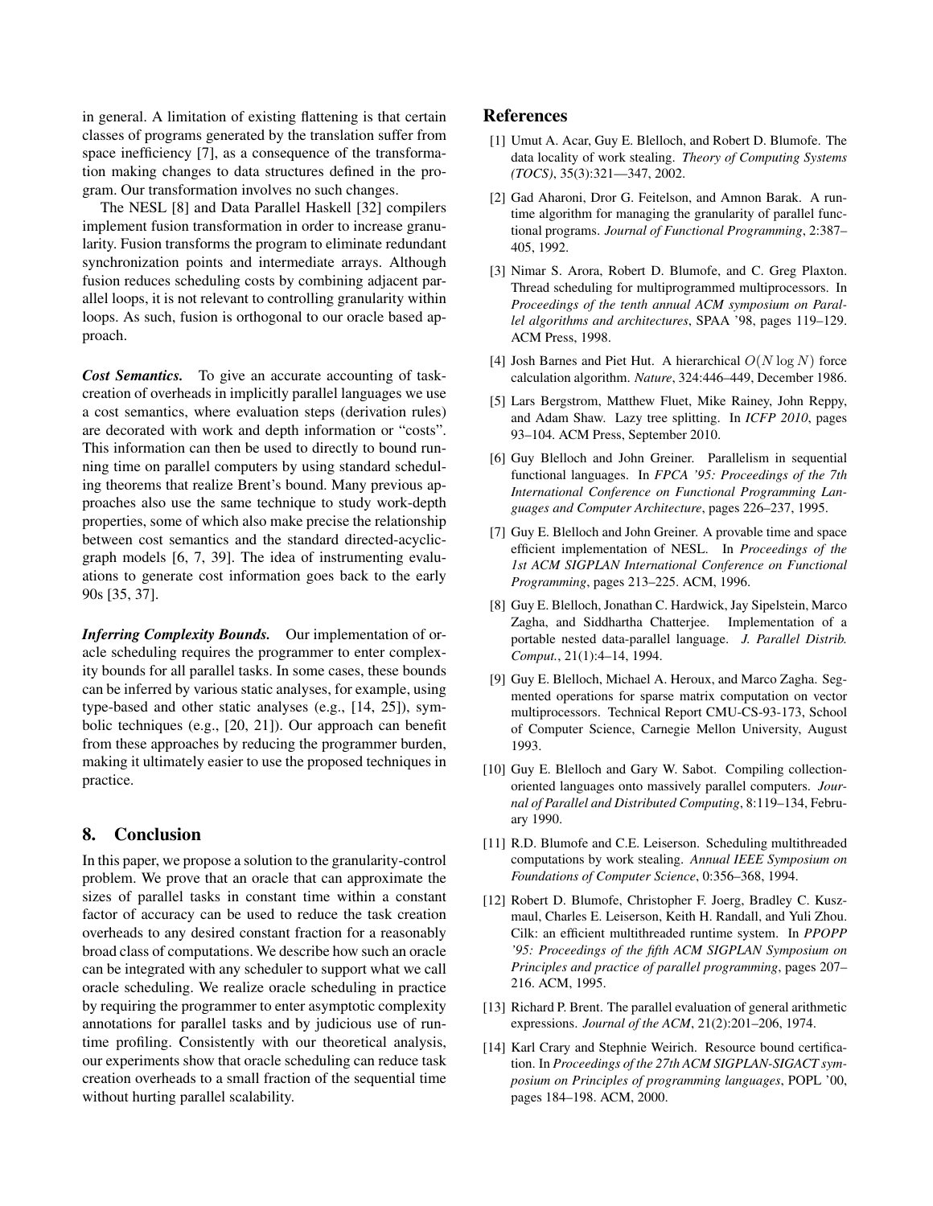in general. A limitation of existing flattening is that certain classes of programs generated by the translation suffer from space inefficiency [7], as a consequence of the transformation making changes to data structures defined in the program. Our transformation involves no such changes.

The NESL [8] and Data Parallel Haskell [32] compilers implement fusion transformation in order to increase granularity. Fusion transforms the program to eliminate redundant synchronization points and intermediate arrays. Although fusion reduces scheduling costs by combining adjacent parallel loops, it is not relevant to controlling granularity within loops. As such, fusion is orthogonal to our oracle based approach.

***Cost Semantics.*** To give an accurate accounting of task-creation of overheads in implicitly parallel languages we use a cost semantics, where evaluation steps (derivation rules) are decorated with work and depth information or "costs". This information can then be used to directly to bound running time on parallel computers by using standard scheduling theorems that realize Brent's bound. Many previous approaches also use the same technique to study work-depth properties, some of which also make precise the relationship between cost semantics and the standard directed-acyclic-graph models [6, 7, 39]. The idea of instrumenting evaluations to generate cost information goes back to the early 90s [35, 37].

***Inferring Complexity Bounds.*** Our implementation of oracle scheduling requires the programmer to enter complexity bounds for all parallel tasks. In some cases, these bounds can be inferred by various static analyses, for example, using type-based and other static analyses (e.g., [14, 25]), symbolic techniques (e.g., [20, 21]). Our approach can benefit from these approaches by reducing the programmer burden, making it ultimately easier to use the proposed techniques in practice.

## 8. Conclusion

In this paper, we propose a solution to the granularity-control problem. We prove that an oracle that can approximate the sizes of parallel tasks in constant time within a constant factor of accuracy can be used to reduce the task creation overheads to any desired constant fraction for a reasonably broad class of computations. We describe how such an oracle can be integrated with any scheduler to support what we call oracle scheduling. We realize oracle scheduling in practice by requiring the programmer to enter asymptotic complexity annotations for parallel tasks and by judicious use of runtime profiling. Consistently with our theoretical analysis, our experiments show that oracle scheduling can reduce task creation overheads to a small fraction of the sequential time without hurting parallel scalability.

## References

[1] Umut A. Acar, Guy E. Blelloch, and Robert D. Blumofe. The data locality of work stealing. *Theory of Computing Systems (TOCS)*, 35(3):321—347, 2002.

[2] Gad Aharoni, Dror G. Feitelson, and Amnon Barak. A run-time algorithm for managing the granularity of parallel functional programs. *Journal of Functional Programming*, 2:387–405, 1992.

[3] Nimar S. Arora, Robert D. Blumofe, and C. Greg Plaxton. Thread scheduling for multiprogrammed multiprocessors. In *Proceedings of the tenth annual ACM symposium on Parallel algorithms and architectures*, SPAA '98, pages 119–129. ACM Press, 1998.

[4] Josh Barnes and Piet Hut. A hierarchical $O(N \log N)$ force calculation algorithm. *Nature*, 324:446–449, December 1986.

[5] Lars Bergstrom, Matthew Fluet, Mike Rainey, John Reppy, and Adam Shaw. Lazy tree splitting. In *ICFP 2010*, pages 93–104. ACM Press, September 2010.

[6] Guy Blelloch and John Greiner. Parallelism in sequential functional languages. In *FPCA '95: Proceedings of the 7th International Conference on Functional Programming Languages and Computer Architecture*, pages 226–237, 1995.

[7] Guy E. Blelloch and John Greiner. A provable time and space efficient implementation of NESL. In *Proceedings of the 1st ACM SIGPLAN International Conference on Functional Programming*, pages 213–225. ACM, 1996.

[8] Guy E. Blelloch, Jonathan C. Hardwick, Jay Sipelstein, Marco Zagha, and Siddhartha Chatterjee. Implementation of a portable nested data-parallel language. *J. Parallel Distrib. Comput.*, 21(1):4–14, 1994.

[9] Guy E. Blelloch, Michael A. Heroux, and Marco Zagha. Segmented operations for sparse matrix computation on vector multiprocessors. Technical Report CMU-CS-93-173, School of Computer Science, Carnegie Mellon University, August 1993.

[10] Guy E. Blelloch and Gary W. Sabot. Compiling collection-oriented languages onto massively parallel computers. *Journal of Parallel and Distributed Computing*, 8:119–134, February 1990.

[11] R.D. Blumofe and C.E. Leiserson. Scheduling multithreaded computations by work stealing. *Annual IEEE Symposium on Foundations of Computer Science*, 0:356–368, 1994.

[12] Robert D. Blumofe, Christopher F. Joerg, Bradley C. Kuszmaul, Charles E. Leiserson, Keith H. Randall, and Yuli Zhou. Cilk: an efficient multithreaded runtime system. In *PPOPP '95: Proceedings of the fifth ACM SIGPLAN Symposium on Principles and practice of parallel programming*, pages 207–216. ACM, 1995.

[13] Richard P. Brent. The parallel evaluation of general arithmetic expressions. *Journal of the ACM*, 21(2):201–206, 1974.

[14] Karl Crary and Stephnie Weirich. Resource bound certification. In *Proceedings of the 27th ACM SIGPLAN-SIGACT symposium on Principles of programming languages*, POPL '00, pages 184–198. ACM, 2000.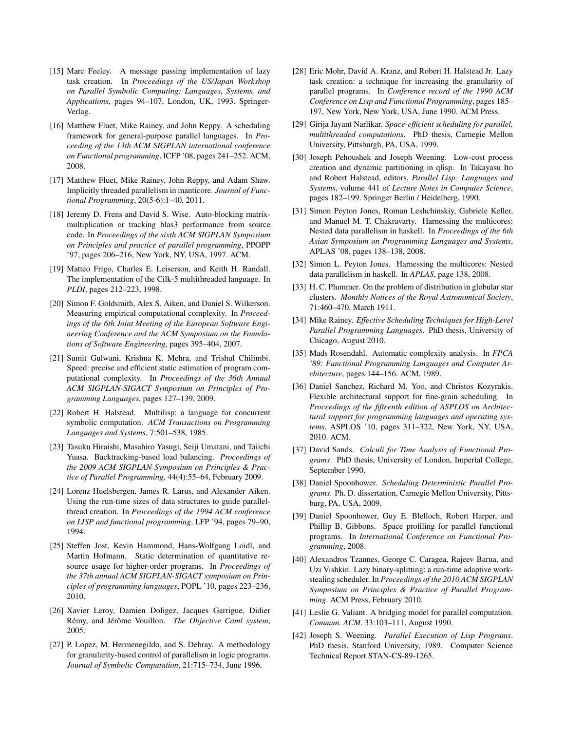[15] Marc Feeley. A message passing implementation of lazy task creation. In *Proceedings of the US/Japan Workshop on Parallel Symbolic Computing: Languages, Systems, and Applications*, pages 94–107, London, UK, 1993. Springer-Verlag.

[16] Matthew Fluet, Mike Rainey, and John Reppy. A scheduling framework for general-purpose parallel languages. In *Proceeding of the 13th ACM SIGPLAN international conference on Functional programming*, ICFP '08, pages 241–252. ACM, 2008.

[17] Matthew Fluet, Mike Rainey, John Reppy, and Adam Shaw. Implicitly threaded parallelism in manticore. *Journal of Functional Programming*, 20(5-6):1–40, 2011.

[18] Jeremy D. Frens and David S. Wise. Auto-blocking matrix-multiplication or tracking blas3 performance from source code. In *Proceedings of the sixth ACM SIGPLAN Symposium on Principles and practice of parallel programming*, PPOPP '97, pages 206–216, New York, NY, USA, 1997. ACM.

[19] Matteo Frigo, Charles E. Leiserson, and Keith H. Randall. The implementation of the Cilk-5 multithreaded language. In *PLDI*, pages 212–223, 1998.

[20] Simon F. Goldsmith, Alex S. Aiken, and Daniel S. Wilkerson. Measuring empirical computational complexity. In *Proceedings of the 6th Joint Meeting of the European Software Engineering Conference and the ACM Symposium on the Foundations of Software Engineering*, pages 395–404, 2007.

[21] Sumit Gulwani, Krishna K. Mehra, and Trishul Chilimbi. Speed: precise and efficient static estimation of program computational complexity. In *Proceedings of the 36th Annual ACM SIGPLAN-SIGACT Symposium on Principles of Programming Languages*, pages 127–139, 2009.

[22] Robert H. Halstead. Multilisp: a language for concurrent symbolic computation. *ACM Transactions on Programming Languages and Systems*, 7:501–538, 1985.

[23] Tasuku Hiraishi, Masahiro Yasugi, Seiji Umatani, and Taiichi Yuasa. Backtracking-based load balancing. *Proceedings of the 2009 ACM SIGPLAN Symposium on Principles & Practice of Parallel Programming*, 44(4):55–64, February 2009.

[24] Lorenz Huelsbergen, James R. Larus, and Alexander Aiken. Using the run-time sizes of data structures to guide parallel-thread creation. In *Proceedings of the 1994 ACM conference on LISP and functional programming*, LFP '94, pages 79–90, 1994.

[25] Steffen Jost, Kevin Hammond, Hans-Wolfgang Loidl, and Martin Hofmann. Static determination of quantitative resource usage for higher-order programs. In *Proceedings of the 37th annual ACM SIGPLAN-SIGACT symposium on Principles of programming languages*, POPL '10, pages 223–236, 2010.

[26] Xavier Leroy, Damien Doligez, Jacques Garrigue, Didier Rémy, and Jérôme Vouillon. *The Objective Caml system*, 2005.

[27] P. Lopez, M. Hermenegildo, and S. Debray. A methodology for granularity-based control of parallelism in logic programs. *Journal of Symbolic Computation*, 21:715–734, June 1996.

[28] Eric Mohr, David A. Kranz, and Robert H. Halstead Jr. Lazy task creation: a technique for increasing the granularity of parallel programs. In *Conference record of the 1990 ACM Conference on Lisp and Functional Programming*, pages 185–197, New York, New York, USA, June 1990. ACM Press.

[29] Girija Jayant Narlikar. *Space-efficient scheduling for parallel, multithreaded computations*. PhD thesis, Carnegie Mellon University, Pittsburgh, PA, USA, 1999.

[30] Joseph Pehoushek and Joseph Weening. Low-cost process creation and dynamic partitioning in qlisp. In Takayasu Ito and Robert Halstead, editors, *Parallel Lisp: Languages and Systems*, volume 441 of *Lecture Notes in Computer Science*, pages 182–199. Springer Berlin / Heidelberg, 1990.

[31] Simon Peyton Jones, Roman Leshchinskiy, Gabriele Keller, and Manuel M. T. Chakravarty. Harnessing the multicores: Nested data parallelism in haskell. In *Proceedings of the 6th Asian Symposium on Programming Languages and Systems*, APLAS '08, pages 138–138, 2008.

[32] Simon L. Peyton Jones. Harnessing the multicores: Nested data parallelism in haskell. In *APLAS*, page 138, 2008.

[33] H. C. Plummer. On the problem of distribution in globular star clusters. *Monthly Notices of the Royal Astronomical Society*, 71:460–470, March 1911.

[34] Mike Rainey. *Effective Scheduling Techniques for High-Level Parallel Programming Languages*. PhD thesis, University of Chicago, August 2010.

[35] Mads Rosendahl. Automatic complexity analysis. In *FPCA '89: Functional Programming Languages and Computer Architecture*, pages 144–156. ACM, 1989.

[36] Daniel Sanchez, Richard M. Yoo, and Christos Kozyrakis. Flexible architectural support for fine-grain scheduling. In *Proceedings of the fifteenth edition of ASPLOS on Architectural support for programming languages and operating systems*, ASPLOS '10, pages 311–322, New York, NY, USA, 2010. ACM.

[37] David Sands. *Calculi for Time Analysis of Functional Programs*. PhD thesis, University of London, Imperial College, September 1990.

[38] Daniel Spoonhower. *Scheduling Deterministic Parallel Programs*. Ph. D. dissertation, Carnegie Mellon University, Pittsburg, PA, USA, 2009.

[39] Daniel Spoonhower, Guy E. Blelloch, Robert Harper, and Phillip B. Gibbons. Space profiling for parallel functional programs. In *International Conference on Functional Programming*, 2008.

[40] Alexandros Tzannes, George C. Caragea, Rajeev Barua, and Uzi Vishkin. Lazy binary-splitting: a run-time adaptive work-stealing scheduler. In *Proceedings of the 2010 ACM SIGPLAN Symposium on Principles & Practice of Parallel Programming*. ACM Press, February 2010.

[41] Leslie G. Valiant. A bridging model for parallel computation. *Commun. ACM*, 33:103–111, August 1990.

[42] Joseph S. Weening. *Parallel Execution of Lisp Programs*. PhD thesis, Stanford University, 1989. Computer Science Technical Report STAN-CS-89-1265.